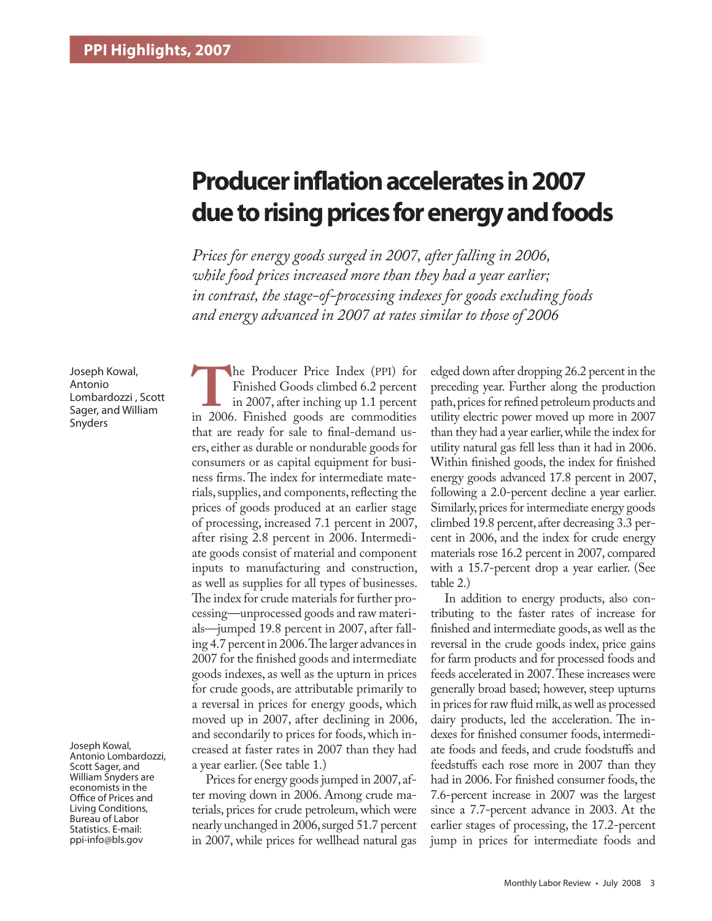PPI Highlights, 2007

# Producer inflation accelerates in 2007 due to rising prices for energy and foods

*Prices for energy goods surged in 2007, after falling in 2006, while food prices increased more than they had a year earlier; in contrast, the stage-of-processing indexes for goods excluding foods and energy advanced in 2007 at rates similar to those of 2006*

Joseph Kowal, Antonio Lombardozzi , Scott Sager, and William Snyders

The Producer Price Index (PPI) for Finished Goods climbed 6.2 percent in 2007, after inching up 1.1 percent in 2006. Finished goods are commodities that are ready for sale to final-demand users, either as durable or nondurable goods for consumers or as capital equipment for business firms. The index for intermediate materials, supplies, and components, reflecting the prices of goods produced at an earlier stage of processing, increased 7.1 percent in 2007, after rising 2.8 percent in 2006. Intermediate goods consist of material and component inputs to manufacturing and construction, as well as supplies for all types of businesses. The index for crude materials for further processing—unprocessed goods and raw materials—jumped 19.8 percent in 2007, after falling 4.7 percent in 2006. The larger advances in 2007 for the finished goods and intermediate goods indexes, as well as the upturn in prices for crude goods, are attributable primarily to a reversal in prices for energy goods, which moved up in 2007, after declining in 2006, and secondarily to prices for foods, which increased at faster rates in 2007 than they had a year earlier. (See table 1.)

Prices for energy goods jumped in 2007, after moving down in 2006. Among crude materials, prices for crude petroleum, which were nearly unchanged in 2006, surged 51.7 percent in 2007, while prices for wellhead natural gas edged down after dropping 26.2 percent in the preceding year. Further along the production path, prices for refined petroleum products and utility electric power moved up more in 2007 than they had a year earlier, while the index for utility natural gas fell less than it had in 2006. Within finished goods, the index for finished energy goods advanced 17.8 percent in 2007, following a 2.0-percent decline a year earlier. Similarly, prices for intermediate energy goods climbed 19.8 percent, after decreasing 3.3 percent in 2006, and the index for crude energy materials rose 16.2 percent in 2007, compared with a 15.7-percent drop a year earlier. (See table 2.)

In addition to energy products, also contributing to the faster rates of increase for finished and intermediate goods, as well as the reversal in the crude goods index, price gains for farm products and for processed foods and feeds accelerated in 2007. These increases were generally broad based; however, steep upturns in prices for raw fluid milk, as well as processed dairy products, led the acceleration. The indexes for finished consumer foods, intermediate foods and feeds, and crude foodstuffs and feedstuffs each rose more in 2007 than they had in 2006. For finished consumer foods, the 7.6-percent increase in 2007 was the largest since a 7.7-percent advance in 2003. At the earlier stages of processing, the 17.2-percent jump in prices for intermediate foods and

Joseph Kowal, Antonio Lombardozzi, Scott Sager, and William Snyders are economists in the Office of Prices and Living Conditions, Bureau of Labor Statistics. E-mail: ppi-info@bls.gov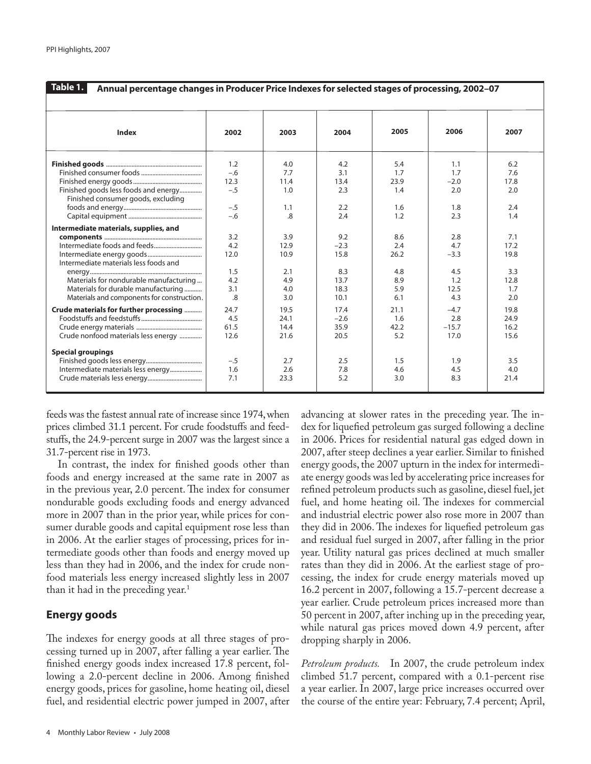**Table 1. Annual percentage changes in Producer Price Indexes for selected stages of processing, 2002–07**

| Index | 2002 | 2003 | 2004 | 2005 | 2006 | 2007 |
|---|---|---|---|---|---|---|
| **Finished goods** | 1.2 | 4.0 | 4.2 | 5.4 | 1.1 | 6.2 |
| Finished consumer foods | –.6 | 7.7 | 3.1 | 1.7 | 1.7 | 7.6 |
| Finished energy goods | 12.3 | 11.4 | 13.4 | 23.9 | –2.0 | 17.8 |
| Finished goods less foods and energy | –.5 | 1.0 | 2.3 | 1.4 | 2.0 | 2.0 |
| Finished consumer goods, excluding foods and energy | –.5 | 1.1 | 2.2 | 1.6 | 1.8 | 2.4 |
| Capital equipment | –.6 | .8 | 2.4 | 1.2 | 2.3 | 1.4 |
| **Intermediate materials, supplies, and components** | 3.2 | 3.9 | 9.2 | 8.6 | 2.8 | 7.1 |
| Intermediate foods and feeds | 4.2 | 12.9 | –2.3 | 2.4 | 4.7 | 17.2 |
| Intermediate energy goods | 12.0 | 10.9 | 15.8 | 26.2 | –3.3 | 19.8 |
| Intermediate materials less foods and energy | 1.5 | 2.1 | 8.3 | 4.8 | 4.5 | 3.3 |
| Materials for nondurable manufacturing | 4.2 | 4.9 | 13.7 | 8.9 | 1.2 | 12.8 |
| Materials for durable manufacturing | 3.1 | 4.0 | 18.3 | 5.9 | 12.5 | 1.7 |
| Materials and components for construction | .8 | 3.0 | 10.1 | 6.1 | 4.3 | 2.0 |
| **Crude materials for further processing** | 24.7 | 19.5 | 17.4 | 21.1 | –4.7 | 19.8 |
| Foodstuffs and feedstuffs | 4.5 | 24.1 | –2.6 | 1.6 | 2.8 | 24.9 |
| Crude energy materials | 61.5 | 14.4 | 35.9 | 42.2 | –15.7 | 16.2 |
| Crude nonfood materials less energy | 12.6 | 21.6 | 20.5 | 5.2 | 17.0 | 15.6 |
| **Special groupings** | | | | | | |
| Finished goods less energy | –.5 | 2.7 | 2.5 | 1.5 | 1.9 | 3.5 |
| Intermediate materials less energy | 1.6 | 2.6 | 7.8 | 4.6 | 4.5 | 4.0 |
| Crude materials less energy | 7.1 | 23.3 | 5.2 | 3.0 | 8.3 | 21.4 |

feeds was the fastest annual rate of increase since 1974, when prices climbed 31.1 percent. For crude foodstuffs and feedstuffs, the 24.9-percent surge in 2007 was the largest since a 31.7-percent rise in 1973.

In contrast, the index for finished goods other than foods and energy increased at the same rate in 2007 as in the previous year, 2.0 percent. The index for consumer nondurable goods excluding foods and energy advanced more in 2007 than in the prior year, while prices for consumer durable goods and capital equipment rose less than in 2006. At the earlier stages of processing, prices for intermediate goods other than foods and energy moved up less than they had in 2006, and the index for crude nonfood materials less energy increased slightly less in 2007 than it had in the preceding year.[1]

## Energy goods

The indexes for energy goods at all three stages of processing turned up in 2007, after falling a year earlier. The finished energy goods index increased 17.8 percent, following a 2.0-percent decline in 2006. Among finished energy goods, prices for gasoline, home heating oil, diesel fuel, and residential electric power jumped in 2007, after advancing at slower rates in the preceding year. The index for liquefied petroleum gas surged following a decline in 2006. Prices for residential natural gas edged down in 2007, after steep declines a year earlier. Similar to finished energy goods, the 2007 upturn in the index for intermediate energy goods was led by accelerating price increases for refined petroleum products such as gasoline, diesel fuel, jet fuel, and home heating oil. The indexes for commercial and industrial electric power also rose more in 2007 than they did in 2006. The indexes for liquefied petroleum gas and residual fuel surged in 2007, after falling in the prior year. Utility natural gas prices declined at much smaller rates than they did in 2006. At the earliest stage of processing, the index for crude energy materials moved up 16.2 percent in 2007, following a 15.7-percent decrease a year earlier. Crude petroleum prices increased more than 50 percent in 2007, after inching up in the preceding year, while natural gas prices moved down 4.9 percent, after dropping sharply in 2006.

*Petroleum products.* In 2007, the crude petroleum index climbed 51.7 percent, compared with a 0.1-percent rise a year earlier. In 2007, large price increases occurred over the course of the entire year: February, 7.4 percent; April,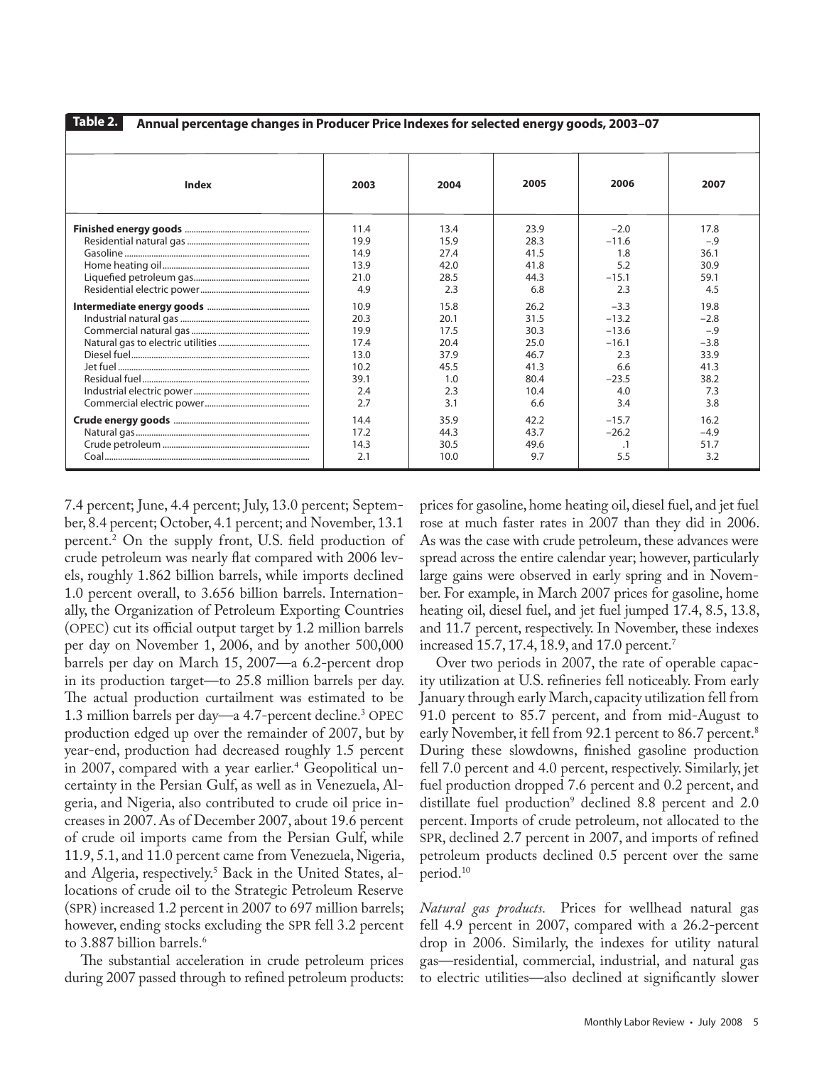**Table 2. Annual percentage changes in Producer Price Indexes for selected energy goods, 2003–07**

| Index | 2003 | 2004 | 2005 | 2006 | 2007 |
|---|---|---|---|---|---|
| **Finished energy goods** | 11.4 | 13.4 | 23.9 | −2.0 | 17.8 |
| Residential natural gas | 19.9 | 15.9 | 28.3 | −11.6 | −.9 |
| Gasoline | 14.9 | 27.4 | 41.5 | 1.8 | 36.1 |
| Home heating oil | 13.9 | 42.0 | 41.8 | 5.2 | 30.9 |
| Liquefied petroleum gas | 21.0 | 28.5 | 44.3 | −15.1 | 59.1 |
| Residential electric power | 4.9 | 2.3 | 6.8 | 2.3 | 4.5 |
| **Intermediate energy goods** | 10.9 | 15.8 | 26.2 | −3.3 | 19.8 |
| Industrial natural gas | 20.3 | 20.1 | 31.5 | −13.2 | −2.8 |
| Commercial natural gas | 19.9 | 17.5 | 30.3 | −13.6 | −.9 |
| Natural gas to electric utilities | 17.4 | 20.4 | 25.0 | −16.1 | −3.8 |
| Diesel fuel | 13.0 | 37.9 | 46.7 | 2.3 | 33.9 |
| Jet fuel | 10.2 | 45.5 | 41.3 | 6.6 | 41.3 |
| Residual fuel | 39.1 | 1.0 | 80.4 | −23.5 | 38.2 |
| Industrial electric power | 2.4 | 2.3 | 10.4 | 4.0 | 7.3 |
| Commercial electric power | 2.7 | 3.1 | 6.6 | 3.4 | 3.8 |
| **Crude energy goods** | 14.4 | 35.9 | 42.2 | −15.7 | 16.2 |
| Natural gas | 17.2 | 44.3 | 43.7 | −26.2 | −4.9 |
| Crude petroleum | 14.3 | 30.5 | 49.6 | .1 | 51.7 |
| Coal | 2.1 | 10.0 | 9.7 | 5.5 | 3.2 |

7.4 percent; June, 4.4 percent; July, 13.0 percent; September, 8.4 percent; October, 4.1 percent; and November, 13.1 percent.[2] On the supply front, U.S. field production of crude petroleum was nearly flat compared with 2006 levels, roughly 1.862 billion barrels, while imports declined 1.0 percent overall, to 3.656 billion barrels. Internationally, the Organization of Petroleum Exporting Countries (OPEC) cut its official output target by 1.2 million barrels per day on November 1, 2006, and by another 500,000 barrels per day on March 15, 2007—a 6.2-percent drop in its production target—to 25.8 million barrels per day. The actual production curtailment was estimated to be 1.3 million barrels per day—a 4.7-percent decline.[3] OPEC production edged up over the remainder of 2007, but by year-end, production had decreased roughly 1.5 percent in 2007, compared with a year earlier.[4] Geopolitical uncertainty in the Persian Gulf, as well as in Venezuela, Algeria, and Nigeria, also contributed to crude oil price increases in 2007. As of December 2007, about 19.6 percent of crude oil imports came from the Persian Gulf, while 11.9, 5.1, and 11.0 percent came from Venezuela, Nigeria, and Algeria, respectively.[5] Back in the United States, allocations of crude oil to the Strategic Petroleum Reserve (SPR) increased 1.2 percent in 2007 to 697 million barrels; however, ending stocks excluding the SPR fell 3.2 percent to 3.887 billion barrels.[6]

The substantial acceleration in crude petroleum prices during 2007 passed through to refined petroleum products: prices for gasoline, home heating oil, diesel fuel, and jet fuel rose at much faster rates in 2007 than they did in 2006. As was the case with crude petroleum, these advances were spread across the entire calendar year; however, particularly large gains were observed in early spring and in November. For example, in March 2007 prices for gasoline, home heating oil, diesel fuel, and jet fuel jumped 17.4, 8.5, 13.8, and 11.7 percent, respectively. In November, these indexes increased 15.7, 17.4, 18.9, and 17.0 percent.[7]

Over two periods in 2007, the rate of operable capacity utilization at U.S. refineries fell noticeably. From early January through early March, capacity utilization fell from 91.0 percent to 85.7 percent, and from mid-August to early November, it fell from 92.1 percent to 86.7 percent.[8] During these slowdowns, finished gasoline production fell 7.0 percent and 4.0 percent, respectively. Similarly, jet fuel production dropped 7.6 percent and 0.2 percent, and distillate fuel production[9] declined 8.8 percent and 2.0 percent. Imports of crude petroleum, not allocated to the SPR, declined 2.7 percent in 2007, and imports of refined petroleum products declined 0.5 percent over the same period.[10]

*Natural gas products.* Prices for wellhead natural gas fell 4.9 percent in 2007, compared with a 26.2-percent drop in 2006. Similarly, the indexes for utility natural gas—residential, commercial, industrial, and natural gas to electric utilities—also declined at significantly slower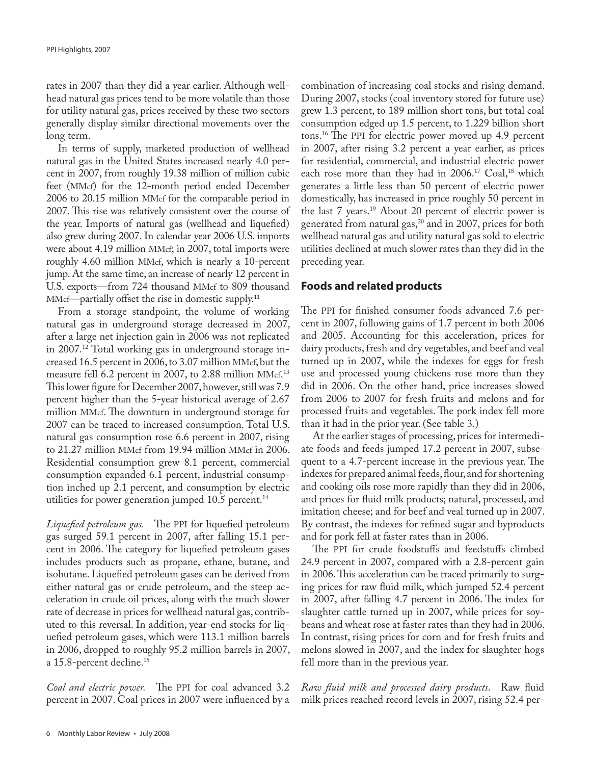rates in 2007 than they did a year earlier. Although wellhead natural gas prices tend to be more volatile than those for utility natural gas, prices received by these two sectors generally display similar directional movements over the long term.

In terms of supply, marketed production of wellhead natural gas in the United States increased nearly 4.0 percent in 2007, from roughly 19.38 million of million cubic feet (MMcf) for the 12-month period ended December 2006 to 20.15 million MMcf for the comparable period in 2007. This rise was relatively consistent over the course of the year. Imports of natural gas (wellhead and liquefied) also grew during 2007. In calendar year 2006 U.S. imports were about 4.19 million MMcf; in 2007, total imports were roughly 4.60 million MMcf, which is nearly a 10-percent jump. At the same time, an increase of nearly 12 percent in U.S. exports—from 724 thousand MMcf to 809 thousand MMcf—partially offset the rise in domestic supply.[11]

From a storage standpoint, the volume of working natural gas in underground storage decreased in 2007, after a large net injection gain in 2006 was not replicated in 2007.[12] Total working gas in underground storage increased 16.5 percent in 2006, to 3.07 million MMcf, but the measure fell 6.2 percent in 2007, to 2.88 million MMcf.[13] This lower figure for December 2007, however, still was 7.9 percent higher than the 5-year historical average of 2.67 million MMcf. The downturn in underground storage for 2007 can be traced to increased consumption. Total U.S. natural gas consumption rose 6.6 percent in 2007, rising to 21.27 million MMcf from 19.94 million MMcf in 2006. Residential consumption grew 8.1 percent, commercial consumption expanded 6.1 percent, industrial consumption inched up 2.1 percent, and consumption by electric utilities for power generation jumped 10.5 percent.[14]

*Liquefied petroleum gas.* The PPI for liquefied petroleum gas surged 59.1 percent in 2007, after falling 15.1 percent in 2006. The category for liquefied petroleum gases includes products such as propane, ethane, butane, and isobutane. Liquefied petroleum gases can be derived from either natural gas or crude petroleum, and the steep acceleration in crude oil prices, along with the much slower rate of decrease in prices for wellhead natural gas, contributed to this reversal. In addition, year-end stocks for liquefied petroleum gases, which were 113.1 million barrels in 2006, dropped to roughly 95.2 million barrels in 2007, a 15.8-percent decline.[15]

*Coal and electric power.* The PPI for coal advanced 3.2 percent in 2007. Coal prices in 2007 were influenced by a combination of increasing coal stocks and rising demand. During 2007, stocks (coal inventory stored for future use) grew 1.3 percent, to 189 million short tons, but total coal consumption edged up 1.5 percent, to 1.229 billion short tons.[16] The PPI for electric power moved up 4.9 percent in 2007, after rising 3.2 percent a year earlier, as prices for residential, commercial, and industrial electric power each rose more than they had in 2006.[17] Coal,[18] which generates a little less than 50 percent of electric power domestically, has increased in price roughly 50 percent in the last 7 years.[19] About 20 percent of electric power is generated from natural gas,[20] and in 2007, prices for both wellhead natural gas and utility natural gas sold to electric utilities declined at much slower rates than they did in the preceding year.

## Foods and related products

The PPI for finished consumer foods advanced 7.6 percent in 2007, following gains of 1.7 percent in both 2006 and 2005. Accounting for this acceleration, prices for dairy products, fresh and dry vegetables, and beef and veal turned up in 2007, while the indexes for eggs for fresh use and processed young chickens rose more than they did in 2006. On the other hand, price increases slowed from 2006 to 2007 for fresh fruits and melons and for processed fruits and vegetables. The pork index fell more than it had in the prior year. (See table 3.)

At the earlier stages of processing, prices for intermediate foods and feeds jumped 17.2 percent in 2007, subsequent to a 4.7-percent increase in the previous year. The indexes for prepared animal feeds, flour, and for shortening and cooking oils rose more rapidly than they did in 2006, and prices for fluid milk products; natural, processed, and imitation cheese; and for beef and veal turned up in 2007. By contrast, the indexes for refined sugar and byproducts and for pork fell at faster rates than in 2006.

The PPI for crude foodstuffs and feedstuffs climbed 24.9 percent in 2007, compared with a 2.8-percent gain in 2006. This acceleration can be traced primarily to surging prices for raw fluid milk, which jumped 52.4 percent in 2007, after falling 4.7 percent in 2006. The index for slaughter cattle turned up in 2007, while prices for soybeans and wheat rose at faster rates than they had in 2006. In contrast, rising prices for corn and for fresh fruits and melons slowed in 2007, and the index for slaughter hogs fell more than in the previous year.

*Raw fluid milk and processed dairy products*. Raw fluid milk prices reached record levels in 2007, rising 52.4 per-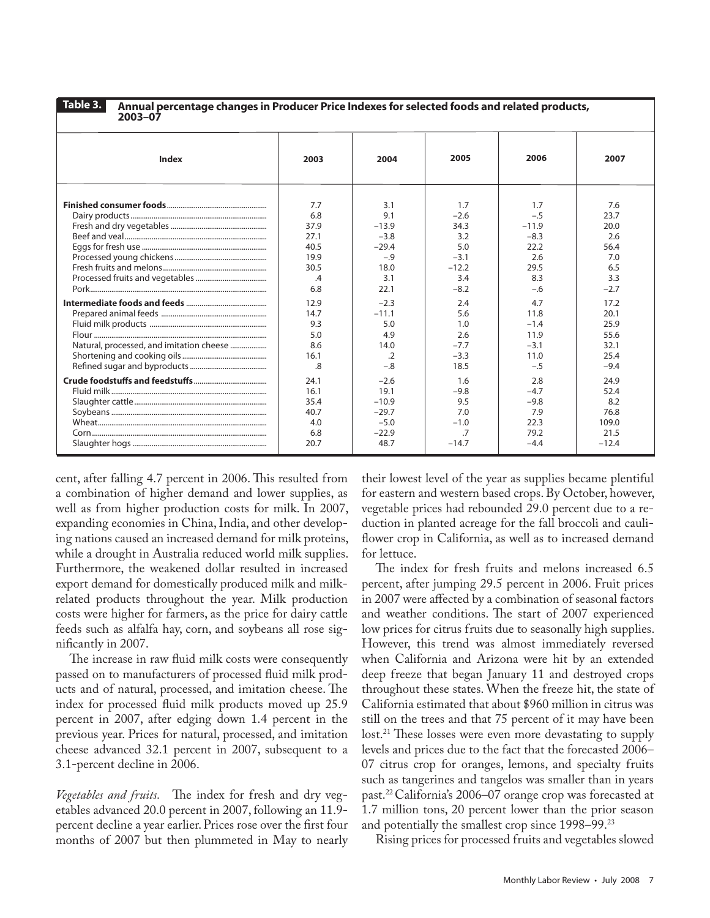**Table 3. Annual percentage changes in Producer Price Indexes for selected foods and related products, 2003–07**

| Index | 2003 | 2004 | 2005 | 2006 | 2007 |
|---|---|---|---|---|---|
| **Finished consumer foods** | 7.7 | 3.1 | 1.7 | 1.7 | 7.6 |
| Dairy products | 6.8 | 9.1 | −2.6 | −.5 | 23.7 |
| Fresh and dry vegetables | 37.9 | −13.9 | 34.3 | −11.9 | 20.0 |
| Beef and veal | 27.1 | −3.8 | 3.2 | −8.3 | 2.6 |
| Eggs for fresh use | 40.5 | −29.4 | 5.0 | 22.2 | 56.4 |
| Processed young chickens | 19.9 | −.9 | −3.1 | 2.6 | 7.0 |
| Fresh fruits and melons | 30.5 | 18.0 | −12.2 | 29.5 | 6.5 |
| Processed fruits and vegetables | .4 | 3.1 | 3.4 | 8.3 | 3.3 |
| Pork | 6.8 | 22.1 | −8.2 | −.6 | −2.7 |
| **Intermediate foods and feeds** | 12.9 | −2.3 | 2.4 | 4.7 | 17.2 |
| Prepared animal feeds | 14.7 | −11.1 | 5.6 | 11.8 | 20.1 |
| Fluid milk products | 9.3 | 5.0 | 1.0 | −1.4 | 25.9 |
| Flour | 5.0 | 4.9 | 2.6 | 11.9 | 55.6 |
| Natural, processed, and imitation cheese | 8.6 | 14.0 | −7.7 | −3.1 | 32.1 |
| Shortening and cooking oils | 16.1 | .2 | −3.3 | 11.0 | 25.4 |
| Refined sugar and byproducts | .8 | −.8 | 18.5 | −.5 | −9.4 |
| **Crude foodstuffs and feedstuffs** | 24.1 | −2.6 | 1.6 | 2.8 | 24.9 |
| Fluid milk | 16.1 | 19.1 | −9.8 | −4.7 | 52.4 |
| Slaughter cattle | 35.4 | −10.9 | 9.5 | −9.8 | 8.2 |
| Soybeans | 40.7 | −29.7 | 7.0 | 7.9 | 76.8 |
| Wheat | 4.0 | −5.0 | −1.0 | 22.3 | 109.0 |
| Corn | 6.8 | −22.9 | .7 | 79.2 | 21.5 |
| Slaughter hogs | 20.7 | 48.7 | −14.7 | −4.4 | −12.4 |

cent, after falling 4.7 percent in 2006. This resulted from a combination of higher demand and lower supplies, as well as from higher production costs for milk. In 2007, expanding economies in China, India, and other developing nations caused an increased demand for milk proteins, while a drought in Australia reduced world milk supplies. Furthermore, the weakened dollar resulted in increased export demand for domestically produced milk and milk-related products throughout the year. Milk production costs were higher for farmers, as the price for dairy cattle feeds such as alfalfa hay, corn, and soybeans all rose significantly in 2007.

The increase in raw fluid milk costs were consequently passed on to manufacturers of processed fluid milk products and of natural, processed, and imitation cheese. The index for processed fluid milk products moved up 25.9 percent in 2007, after edging down 1.4 percent in the previous year. Prices for natural, processed, and imitation cheese advanced 32.1 percent in 2007, subsequent to a 3.1-percent decline in 2006.

*Vegetables and fruits.* The index for fresh and dry vegetables advanced 20.0 percent in 2007, following an 11.9-percent decline a year earlier. Prices rose over the first four months of 2007 but then plummeted in May to nearly their lowest level of the year as supplies became plentiful for eastern and western based crops. By October, however, vegetable prices had rebounded 29.0 percent due to a reduction in planted acreage for the fall broccoli and cauliflower crop in California, as well as to increased demand for lettuce.

The index for fresh fruits and melons increased 6.5 percent, after jumping 29.5 percent in 2006. Fruit prices in 2007 were affected by a combination of seasonal factors and weather conditions. The start of 2007 experienced low prices for citrus fruits due to seasonally high supplies. However, this trend was almost immediately reversed when California and Arizona were hit by an extended deep freeze that began January 11 and destroyed crops throughout these states. When the freeze hit, the state of California estimated that about $960 million in citrus was still on the trees and that 75 percent of it may have been lost.[21] These losses were even more devastating to supply levels and prices due to the fact that the forecasted 2006–07 citrus crop for oranges, lemons, and specialty fruits such as tangerines and tangelos was smaller than in years past.[22] California's 2006–07 orange crop was forecasted at 1.7 million tons, 20 percent lower than the prior season and potentially the smallest crop since 1998–99.[23]

Rising prices for processed fruits and vegetables slowed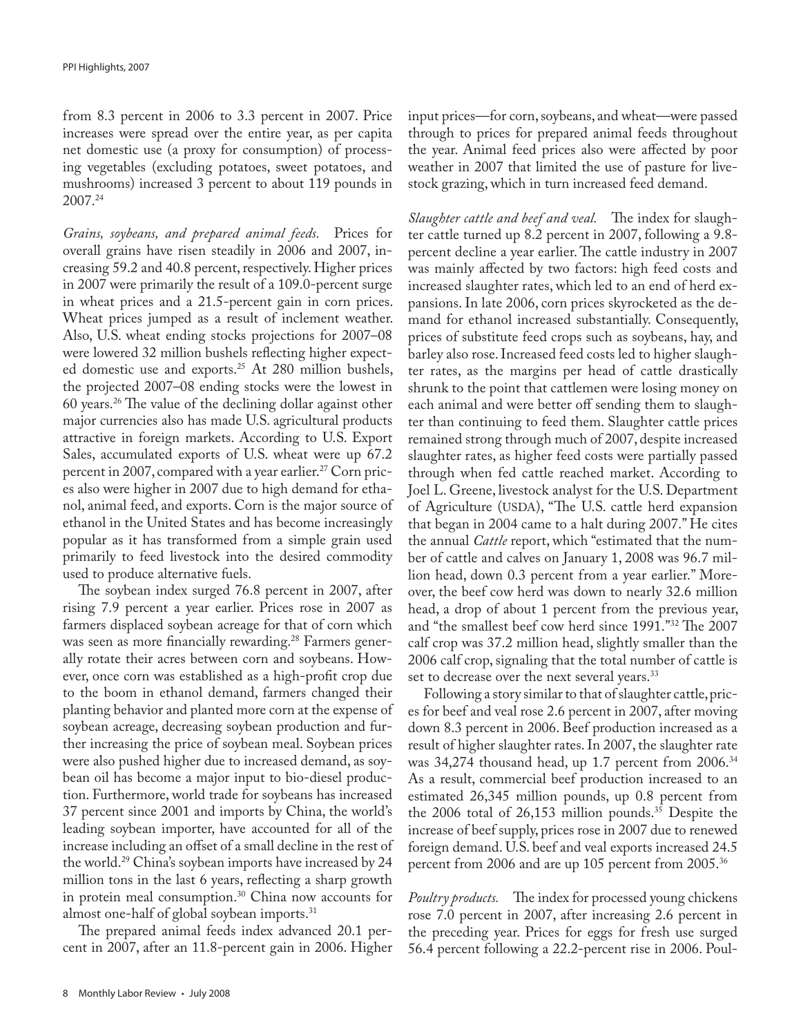from 8.3 percent in 2006 to 3.3 percent in 2007. Price increases were spread over the entire year, as per capita net domestic use (a proxy for consumption) of processing vegetables (excluding potatoes, sweet potatoes, and mushrooms) increased 3 percent to about 119 pounds in 2007.[24]

*Grains, soybeans, and prepared animal feeds.* Prices for overall grains have risen steadily in 2006 and 2007, increasing 59.2 and 40.8 percent, respectively. Higher prices in 2007 were primarily the result of a 109.0-percent surge in wheat prices and a 21.5-percent gain in corn prices. Wheat prices jumped as a result of inclement weather. Also, U.S. wheat ending stocks projections for 2007–08 were lowered 32 million bushels reflecting higher expected domestic use and exports.[25] At 280 million bushels, the projected 2007–08 ending stocks were the lowest in 60 years.[26] The value of the declining dollar against other major currencies also has made U.S. agricultural products attractive in foreign markets. According to U.S. Export Sales, accumulated exports of U.S. wheat were up 67.2 percent in 2007, compared with a year earlier.[27] Corn prices also were higher in 2007 due to high demand for ethanol, animal feed, and exports. Corn is the major source of ethanol in the United States and has become increasingly popular as it has transformed from a simple grain used primarily to feed livestock into the desired commodity used to produce alternative fuels.

The soybean index surged 76.8 percent in 2007, after rising 7.9 percent a year earlier. Prices rose in 2007 as farmers displaced soybean acreage for that of corn which was seen as more financially rewarding.[28] Farmers generally rotate their acres between corn and soybeans. However, once corn was established as a high-profit crop due to the boom in ethanol demand, farmers changed their planting behavior and planted more corn at the expense of soybean acreage, decreasing soybean production and further increasing the price of soybean meal. Soybean prices were also pushed higher due to increased demand, as soybean oil has become a major input to bio-diesel production. Furthermore, world trade for soybeans has increased 37 percent since 2001 and imports by China, the world's leading soybean importer, have accounted for all of the increase including an offset of a small decline in the rest of the world.[29] China's soybean imports have increased by 24 million tons in the last 6 years, reflecting a sharp growth in protein meal consumption.[30] China now accounts for almost one-half of global soybean imports.[31]

The prepared animal feeds index advanced 20.1 percent in 2007, after an 11.8-percent gain in 2006. Higher input prices—for corn, soybeans, and wheat—were passed through to prices for prepared animal feeds throughout the year. Animal feed prices also were affected by poor weather in 2007 that limited the use of pasture for livestock grazing, which in turn increased feed demand.

*Slaughter cattle and beef and veal.* The index for slaughter cattle turned up 8.2 percent in 2007, following a 9.8-percent decline a year earlier. The cattle industry in 2007 was mainly affected by two factors: high feed costs and increased slaughter rates, which led to an end of herd expansions. In late 2006, corn prices skyrocketed as the demand for ethanol increased substantially. Consequently, prices of substitute feed crops such as soybeans, hay, and barley also rose. Increased feed costs led to higher slaughter rates, as the margins per head of cattle drastically shrunk to the point that cattlemen were losing money on each animal and were better off sending them to slaughter than continuing to feed them. Slaughter cattle prices remained strong through much of 2007, despite increased slaughter rates, as higher feed costs were partially passed through when fed cattle reached market. According to Joel L. Greene, livestock analyst for the U.S. Department of Agriculture (USDA), "The U.S. cattle herd expansion that began in 2004 came to a halt during 2007." He cites the annual *Cattle* report, which "estimated that the number of cattle and calves on January 1, 2008 was 96.7 million head, down 0.3 percent from a year earlier." Moreover, the beef cow herd was down to nearly 32.6 million head, a drop of about 1 percent from the previous year, and "the smallest beef cow herd since 1991."[32] The 2007 calf crop was 37.2 million head, slightly smaller than the 2006 calf crop, signaling that the total number of cattle is set to decrease over the next several years.[33]

Following a story similar to that of slaughter cattle, prices for beef and veal rose 2.6 percent in 2007, after moving down 8.3 percent in 2006. Beef production increased as a result of higher slaughter rates. In 2007, the slaughter rate was 34,274 thousand head, up 1.7 percent from 2006.[34] As a result, commercial beef production increased to an estimated 26,345 million pounds, up 0.8 percent from the 2006 total of 26,153 million pounds.[35] Despite the increase of beef supply, prices rose in 2007 due to renewed foreign demand. U.S. beef and veal exports increased 24.5 percent from 2006 and are up 105 percent from 2005.[36]

*Poultry products.* The index for processed young chickens rose 7.0 percent in 2007, after increasing 2.6 percent in the preceding year. Prices for eggs for fresh use surged 56.4 percent following a 22.2-percent rise in 2006. Poul-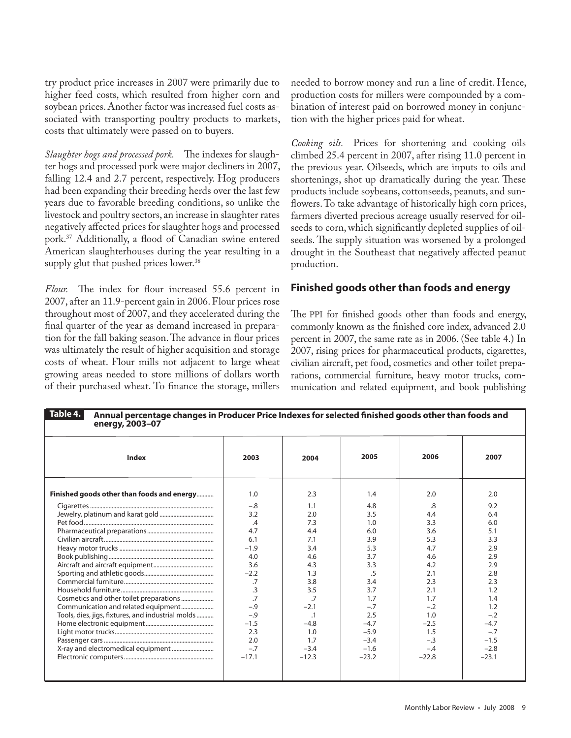try product price increases in 2007 were primarily due to higher feed costs, which resulted from higher corn and soybean prices. Another factor was increased fuel costs associated with transporting poultry products to markets, costs that ultimately were passed on to buyers.

*Slaughter hogs and processed pork.* The indexes for slaughter hogs and processed pork were major decliners in 2007, falling 12.4 and 2.7 percent, respectively. Hog producers had been expanding their breeding herds over the last few years due to favorable breeding conditions, so unlike the livestock and poultry sectors, an increase in slaughter rates negatively affected prices for slaughter hogs and processed pork.[37] Additionally, a flood of Canadian swine entered American slaughterhouses during the year resulting in a supply glut that pushed prices lower.[38]

*Flour.* The index for flour increased 55.6 percent in 2007, after an 11.9-percent gain in 2006. Flour prices rose throughout most of 2007, and they accelerated during the final quarter of the year as demand increased in preparation for the fall baking season. The advance in flour prices was ultimately the result of higher acquisition and storage costs of wheat. Flour mills not adjacent to large wheat growing areas needed to store millions of dollars worth of their purchased wheat. To finance the storage, millers needed to borrow money and run a line of credit. Hence, production costs for millers were compounded by a combination of interest paid on borrowed money in conjunction with the higher prices paid for wheat.

*Cooking oils.* Prices for shortening and cooking oils climbed 25.4 percent in 2007, after rising 11.0 percent in the previous year. Oilseeds, which are inputs to oils and shortenings, shot up dramatically during the year. These products include soybeans, cottonseeds, peanuts, and sunflowers. To take advantage of historically high corn prices, farmers diverted precious acreage usually reserved for oilseeds to corn, which significantly depleted supplies of oilseeds. The supply situation was worsened by a prolonged drought in the Southeast that negatively affected peanut production.

## Finished goods other than foods and energy

The PPI for finished goods other than foods and energy, commonly known as the finished core index, advanced 2.0 percent in 2007, the same rate as in 2006. (See table 4.) In 2007, rising prices for pharmaceutical products, cigarettes, civilian aircraft, pet food, cosmetics and other toilet preparations, commercial furniture, heavy motor trucks, communication and related equipment, and book publishing

**Table 4. Annual percentage changes in Producer Price Indexes for selected finished goods other than foods and energy, 2003–07**

| Index | 2003 | 2004 | 2005 | 2006 | 2007 |
|---|---|---|---|---|---|
| **Finished goods other than foods and energy** | 1.0 | 2.3 | 1.4 | 2.0 | 2.0 |
| Cigarettes | –.8 | 1.1 | 4.8 | .8 | 9.2 |
| Jewelry, platinum and karat gold | 3.2 | 2.0 | 3.5 | 4.4 | 6.4 |
| Pet food | .4 | 7.3 | 1.0 | 3.3 | 6.0 |
| Pharmaceutical preparations | 4.7 | 4.4 | 6.0 | 3.6 | 5.1 |
| Civilian aircraft | 6.1 | 7.1 | 3.9 | 5.3 | 3.3 |
| Heavy motor trucks | –1.9 | 3.4 | 5.3 | 4.7 | 2.9 |
| Book publishing | 4.0 | 4.6 | 3.7 | 4.6 | 2.9 |
| Aircraft and aircraft equipment | 3.6 | 4.3 | 3.3 | 4.2 | 2.9 |
| Sporting and athletic goods | –2.2 | 1.3 | .5 | 2.1 | 2.8 |
| Commercial furniture | .7 | 3.8 | 3.4 | 2.3 | 2.3 |
| Household furniture | .3 | 3.5 | 3.7 | 2.1 | 1.2 |
| Cosmetics and other toilet preparations | .7 | .7 | 1.7 | 1.7 | 1.4 |
| Communication and related equipment | –.9 | –2.1 | –.7 | –.2 | 1.2 |
| Tools, dies, jigs, fixtures, and industrial molds | –.9 | .1 | 2.5 | 1.0 | –.2 |
| Home electronic equipment | –1.5 | –4.8 | –4.7 | –2.5 | –4.7 |
| Light motor trucks | 2.3 | 1.0 | –5.9 | 1.5 | –.7 |
| Passenger cars | 2.0 | 1.7 | –3.4 | –.3 | –1.5 |
| X-ray and electromedical equipment | –.7 | –3.4 | –1.6 | –.4 | –2.8 |
| Electronic computers | –17.1 | –12.3 | –23.2 | –22.8 | –23.1 |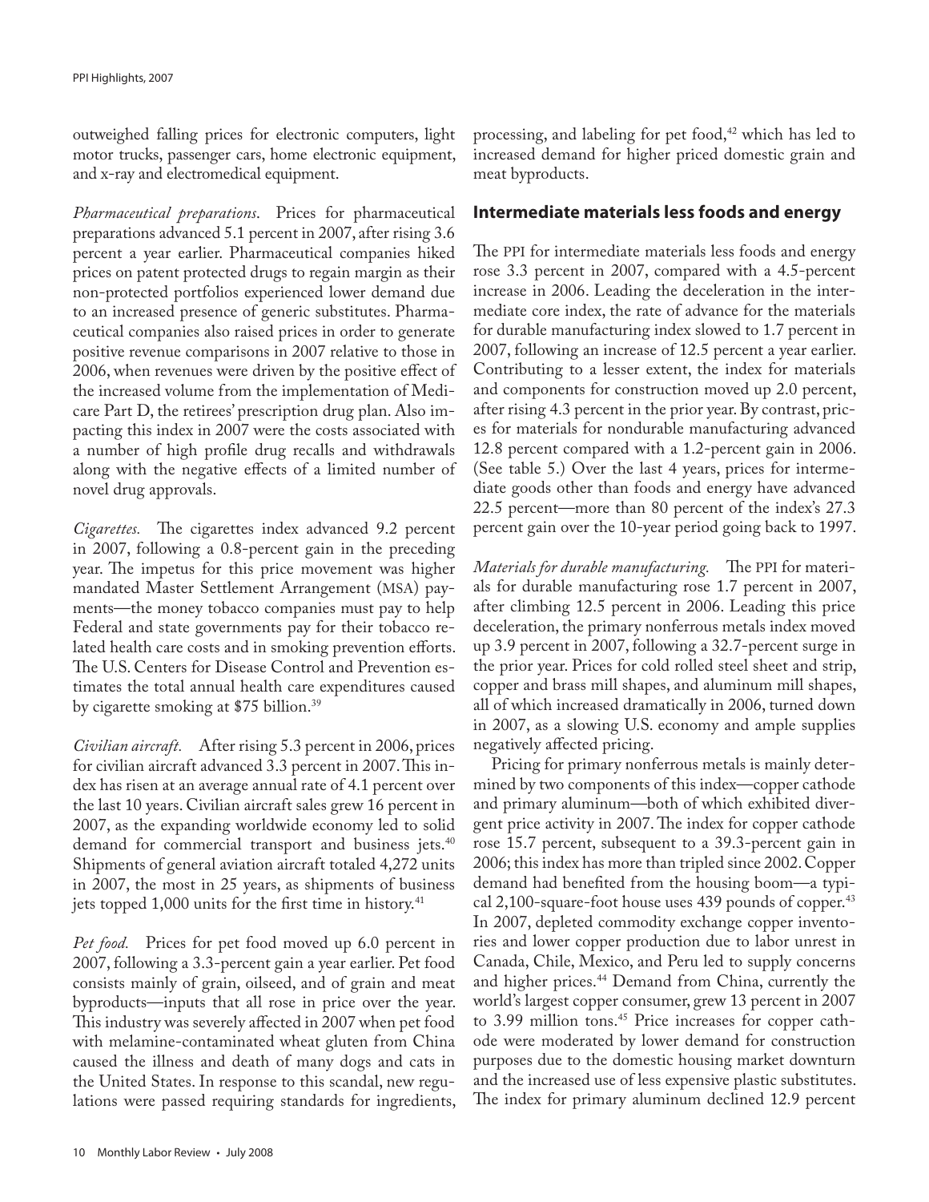outweighed falling prices for electronic computers, light motor trucks, passenger cars, home electronic equipment, and x-ray and electromedical equipment.

*Pharmaceutical preparations*. Prices for pharmaceutical preparations advanced 5.1 percent in 2007, after rising 3.6 percent a year earlier. Pharmaceutical companies hiked prices on patent protected drugs to regain margin as their non-protected portfolios experienced lower demand due to an increased presence of generic substitutes. Pharmaceutical companies also raised prices in order to generate positive revenue comparisons in 2007 relative to those in 2006, when revenues were driven by the positive effect of the increased volume from the implementation of Medicare Part D, the retirees' prescription drug plan. Also impacting this index in 2007 were the costs associated with a number of high profile drug recalls and withdrawals along with the negative effects of a limited number of novel drug approvals.

*Cigarettes.* The cigarettes index advanced 9.2 percent in 2007, following a 0.8-percent gain in the preceding year. The impetus for this price movement was higher mandated Master Settlement Arrangement (MSA) payments—the money tobacco companies must pay to help Federal and state governments pay for their tobacco related health care costs and in smoking prevention efforts. The U.S. Centers for Disease Control and Prevention estimates the total annual health care expenditures caused by cigarette smoking at $75 billion.[39]

*Civilian aircraft.* After rising 5.3 percent in 2006, prices for civilian aircraft advanced 3.3 percent in 2007. This index has risen at an average annual rate of 4.1 percent over the last 10 years. Civilian aircraft sales grew 16 percent in 2007, as the expanding worldwide economy led to solid demand for commercial transport and business jets.[40] Shipments of general aviation aircraft totaled 4,272 units in 2007, the most in 25 years, as shipments of business jets topped 1,000 units for the first time in history.[41]

*Pet food.* Prices for pet food moved up 6.0 percent in 2007, following a 3.3-percent gain a year earlier. Pet food consists mainly of grain, oilseed, and of grain and meat byproducts—inputs that all rose in price over the year. This industry was severely affected in 2007 when pet food with melamine-contaminated wheat gluten from China caused the illness and death of many dogs and cats in the United States. In response to this scandal, new regulations were passed requiring standards for ingredients, processing, and labeling for pet food,[42] which has led to increased demand for higher priced domestic grain and meat byproducts.

## Intermediate materials less foods and energy

The PPI for intermediate materials less foods and energy rose 3.3 percent in 2007, compared with a 4.5-percent increase in 2006. Leading the deceleration in the intermediate core index, the rate of advance for the materials for durable manufacturing index slowed to 1.7 percent in 2007, following an increase of 12.5 percent a year earlier. Contributing to a lesser extent, the index for materials and components for construction moved up 2.0 percent, after rising 4.3 percent in the prior year. By contrast, prices for materials for nondurable manufacturing advanced 12.8 percent compared with a 1.2-percent gain in 2006. (See table 5.) Over the last 4 years, prices for intermediate goods other than foods and energy have advanced 22.5 percent—more than 80 percent of the index's 27.3 percent gain over the 10-year period going back to 1997.

*Materials for durable manufacturing.* The PPI for materials for durable manufacturing rose 1.7 percent in 2007, after climbing 12.5 percent in 2006. Leading this price deceleration, the primary nonferrous metals index moved up 3.9 percent in 2007, following a 32.7-percent surge in the prior year. Prices for cold rolled steel sheet and strip, copper and brass mill shapes, and aluminum mill shapes, all of which increased dramatically in 2006, turned down in 2007, as a slowing U.S. economy and ample supplies negatively affected pricing.

Pricing for primary nonferrous metals is mainly determined by two components of this index—copper cathode and primary aluminum—both of which exhibited divergent price activity in 2007. The index for copper cathode rose 15.7 percent, subsequent to a 39.3-percent gain in 2006; this index has more than tripled since 2002. Copper demand had benefited from the housing boom—a typical 2,100-square-foot house uses 439 pounds of copper.[43] In 2007, depleted commodity exchange copper inventories and lower copper production due to labor unrest in Canada, Chile, Mexico, and Peru led to supply concerns and higher prices.[44] Demand from China, currently the world's largest copper consumer, grew 13 percent in 2007 to 3.99 million tons.[45] Price increases for copper cathode were moderated by lower demand for construction purposes due to the domestic housing market downturn and the increased use of less expensive plastic substitutes. The index for primary aluminum declined 12.9 percent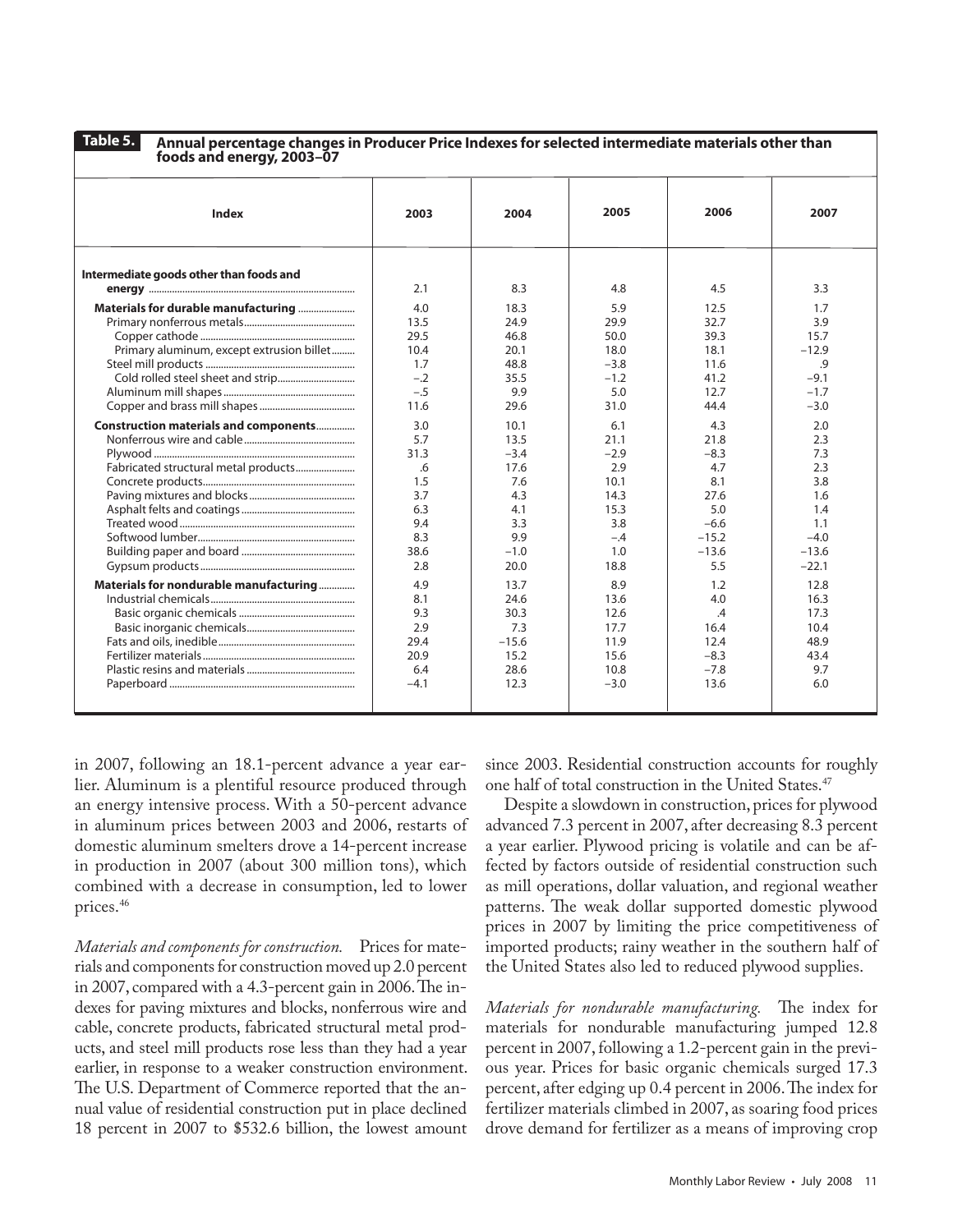**Table 5. Annual percentage changes in Producer Price Indexes for selected intermediate materials other than foods and energy, 2003–07**

| Index | 2003 | 2004 | 2005 | 2006 | 2007 |
|---|---|---|---|---|---|
| **Intermediate goods other than foods and energy** | 2.1 | 8.3 | 4.8 | 4.5 | 3.3 |
| **Materials for durable manufacturing** | 4.0 | 18.3 | 5.9 | 12.5 | 1.7 |
| Primary nonferrous metals | 13.5 | 24.9 | 29.9 | 32.7 | 3.9 |
| Copper cathode | 29.5 | 46.8 | 50.0 | 39.3 | 15.7 |
| Primary aluminum, except extrusion billet | 10.4 | 20.1 | 18.0 | 18.1 | –12.9 |
| Steel mill products | 1.7 | 48.8 | –3.8 | 11.6 | .9 |
| Cold rolled steel sheet and strip | –.2 | 35.5 | –1.2 | 41.2 | –9.1 |
| Aluminum mill shapes | –.5 | 9.9 | 5.0 | 12.7 | –1.7 |
| Copper and brass mill shapes | 11.6 | 29.6 | 31.0 | 44.4 | –3.0 |
| **Construction materials and components** | 3.0 | 10.1 | 6.1 | 4.3 | 2.0 |
| Nonferrous wire and cable | 5.7 | 13.5 | 21.1 | 21.8 | 2.3 |
| Plywood | 31.3 | –3.4 | –2.9 | –8.3 | 7.3 |
| Fabricated structural metal products | .6 | 17.6 | 2.9 | 4.7 | 2.3 |
| Concrete products | 1.5 | 7.6 | 10.1 | 8.1 | 3.8 |
| Paving mixtures and blocks | 3.7 | 4.3 | 14.3 | 27.6 | 1.6 |
| Asphalt felts and coatings | 6.3 | 4.1 | 15.3 | 5.0 | 1.4 |
| Treated wood | 9.4 | 3.3 | 3.8 | –6.6 | 1.1 |
| Softwood lumber | 8.3 | 9.9 | –.4 | –15.2 | –4.0 |
| Building paper and board | 38.6 | –1.0 | 1.0 | –13.6 | –13.6 |
| Gypsum products | 2.8 | 20.0 | 18.8 | 5.5 | –22.1 |
| **Materials for nondurable manufacturing** | 4.9 | 13.7 | 8.9 | 1.2 | 12.8 |
| Industrial chemicals | 8.1 | 24.6 | 13.6 | 4.0 | 16.3 |
| Basic organic chemicals | 9.3 | 30.3 | 12.6 | .4 | 17.3 |
| Basic inorganic chemicals | 2.9 | 7.3 | 17.7 | 16.4 | 10.4 |
| Fats and oils, inedible | 29.4 | –15.6 | 11.9 | 12.4 | 48.9 |
| Fertilizer materials | 20.9 | 15.2 | 15.6 | –8.3 | 43.4 |
| Plastic resins and materials | 6.4 | 28.6 | 10.8 | –7.8 | 9.7 |
| Paperboard | –4.1 | 12.3 | –3.0 | 13.6 | 6.0 |

in 2007, following an 18.1-percent advance a year earlier. Aluminum is a plentiful resource produced through an energy intensive process. With a 50-percent advance in aluminum prices between 2003 and 2006, restarts of domestic aluminum smelters drove a 14-percent increase in production in 2007 (about 300 million tons), which combined with a decrease in consumption, led to lower prices.[46]

*Materials and components for construction.* Prices for materials and components for construction moved up 2.0 percent in 2007, compared with a 4.3-percent gain in 2006. The indexes for paving mixtures and blocks, nonferrous wire and cable, concrete products, fabricated structural metal products, and steel mill products rose less than they had a year earlier, in response to a weaker construction environment. The U.S. Department of Commerce reported that the annual value of residential construction put in place declined 18 percent in 2007 to $532.6 billion, the lowest amount since 2003. Residential construction accounts for roughly one half of total construction in the United States.[47]

Despite a slowdown in construction, prices for plywood advanced 7.3 percent in 2007, after decreasing 8.3 percent a year earlier. Plywood pricing is volatile and can be affected by factors outside of residential construction such as mill operations, dollar valuation, and regional weather patterns. The weak dollar supported domestic plywood prices in 2007 by limiting the price competitiveness of imported products; rainy weather in the southern half of the United States also led to reduced plywood supplies.

*Materials for nondurable manufacturing.* The index for materials for nondurable manufacturing jumped 12.8 percent in 2007, following a 1.2-percent gain in the previous year. Prices for basic organic chemicals surged 17.3 percent, after edging up 0.4 percent in 2006. The index for fertilizer materials climbed in 2007, as soaring food prices drove demand for fertilizer as a means of improving crop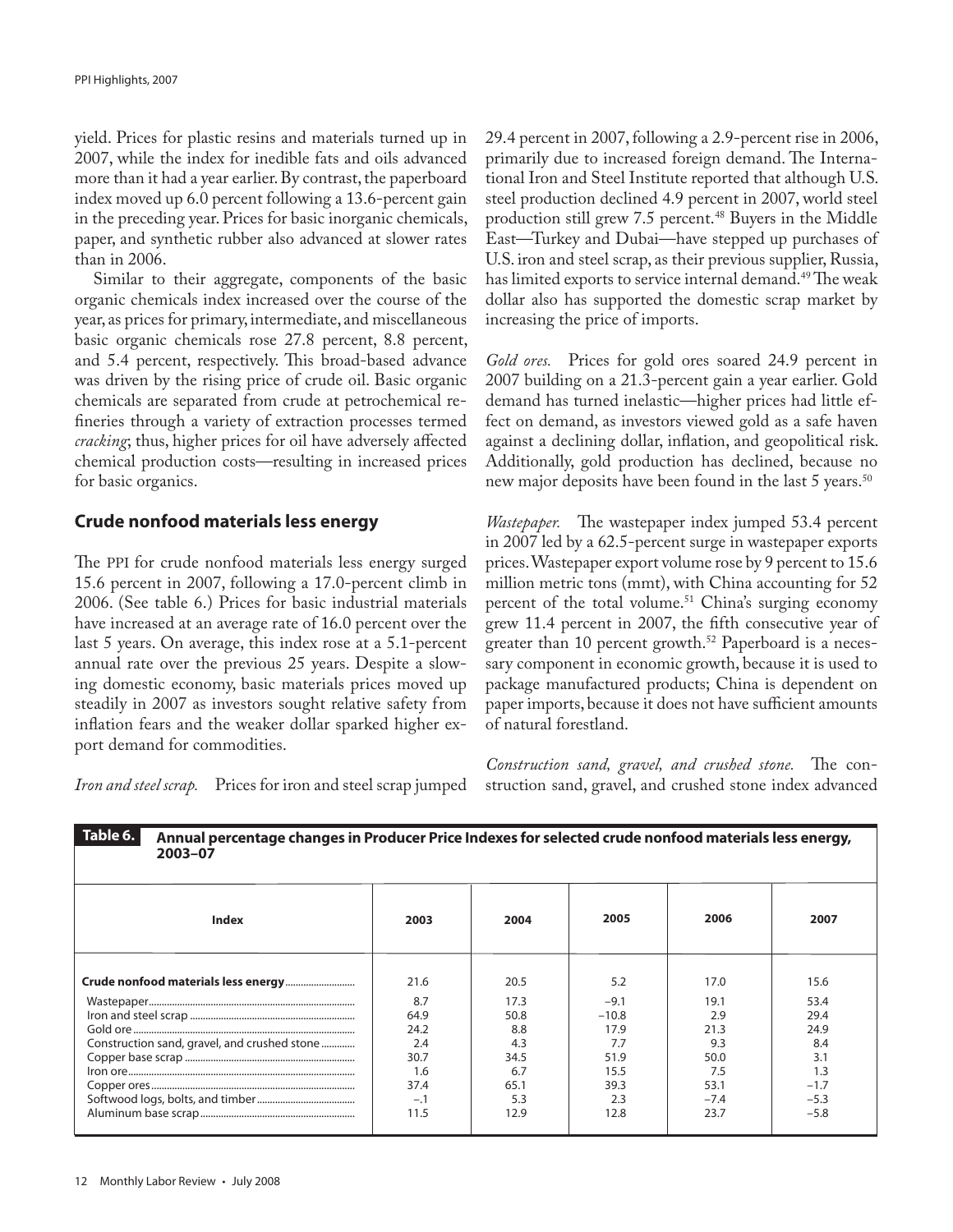yield. Prices for plastic resins and materials turned up in 2007, while the index for inedible fats and oils advanced more than it had a year earlier. By contrast, the paperboard index moved up 6.0 percent following a 13.6-percent gain in the preceding year. Prices for basic inorganic chemicals, paper, and synthetic rubber also advanced at slower rates than in 2006.

Similar to their aggregate, components of the basic organic chemicals index increased over the course of the year, as prices for primary, intermediate, and miscellaneous basic organic chemicals rose 27.8 percent, 8.8 percent, and 5.4 percent, respectively. This broad-based advance was driven by the rising price of crude oil. Basic organic chemicals are separated from crude at petrochemical refineries through a variety of extraction processes termed *cracking*; thus, higher prices for oil have adversely affected chemical production costs—resulting in increased prices for basic organics.

## Crude nonfood materials less energy

The PPI for crude nonfood materials less energy surged 15.6 percent in 2007, following a 17.0-percent climb in 2006. (See table 6.) Prices for basic industrial materials have increased at an average rate of 16.0 percent over the last 5 years. On average, this index rose at a 5.1-percent annual rate over the previous 25 years. Despite a slowing domestic economy, basic materials prices moved up steadily in 2007 as investors sought relative safety from inflation fears and the weaker dollar sparked higher export demand for commodities.

*Iron and steel scrap.* Prices for iron and steel scrap jumped 29.4 percent in 2007, following a 2.9-percent rise in 2006, primarily due to increased foreign demand. The International Iron and Steel Institute reported that although U.S. steel production declined 4.9 percent in 2007, world steel production still grew 7.5 percent.[48] Buyers in the Middle East—Turkey and Dubai—have stepped up purchases of U.S. iron and steel scrap, as their previous supplier, Russia, has limited exports to service internal demand.[49] The weak dollar also has supported the domestic scrap market by increasing the price of imports.

*Gold ores.* Prices for gold ores soared 24.9 percent in 2007 building on a 21.3-percent gain a year earlier. Gold demand has turned inelastic—higher prices had little effect on demand, as investors viewed gold as a safe haven against a declining dollar, inflation, and geopolitical risk. Additionally, gold production has declined, because no new major deposits have been found in the last 5 years.[50]

*Wastepaper.* The wastepaper index jumped 53.4 percent in 2007 led by a 62.5-percent surge in wastepaper exports prices. Wastepaper export volume rose by 9 percent to 15.6 million metric tons (mmt), with China accounting for 52 percent of the total volume.[51] China's surging economy grew 11.4 percent in 2007, the fifth consecutive year of greater than 10 percent growth.[52] Paperboard is a necessary component in economic growth, because it is used to package manufactured products; China is dependent on paper imports, because it does not have sufficient amounts of natural forestland.

*Construction sand, gravel, and crushed stone.* The construction sand, gravel, and crushed stone index advanced

**Table 6. Annual percentage changes in Producer Price Indexes for selected crude nonfood materials less energy, 2003–07**

| Index | 2003 | 2004 | 2005 | 2006 | 2007 |
|---|---|---|---|---|---|
| **Crude nonfood materials less energy** | 21.6 | 20.5 | 5.2 | 17.0 | 15.6 |
| Wastepaper | 8.7 | 17.3 | −9.1 | 19.1 | 53.4 |
| Iron and steel scrap | 64.9 | 50.8 | −10.8 | 2.9 | 29.4 |
| Gold ore | 24.2 | 8.8 | 17.9 | 21.3 | 24.9 |
| Construction sand, gravel, and crushed stone | 2.4 | 4.3 | 7.7 | 9.3 | 8.4 |
| Copper base scrap | 30.7 | 34.5 | 51.9 | 50.0 | 3.1 |
| Iron ore | 1.6 | 6.7 | 15.5 | 7.5 | 1.3 |
| Copper ores | 37.4 | 65.1 | 39.3 | 53.1 | −1.7 |
| Softwood logs, bolts, and timber | −.1 | 5.3 | 2.3 | −7.4 | −5.3 |
| Aluminum base scrap | 11.5 | 12.9 | 12.8 | 23.7 | −5.8 |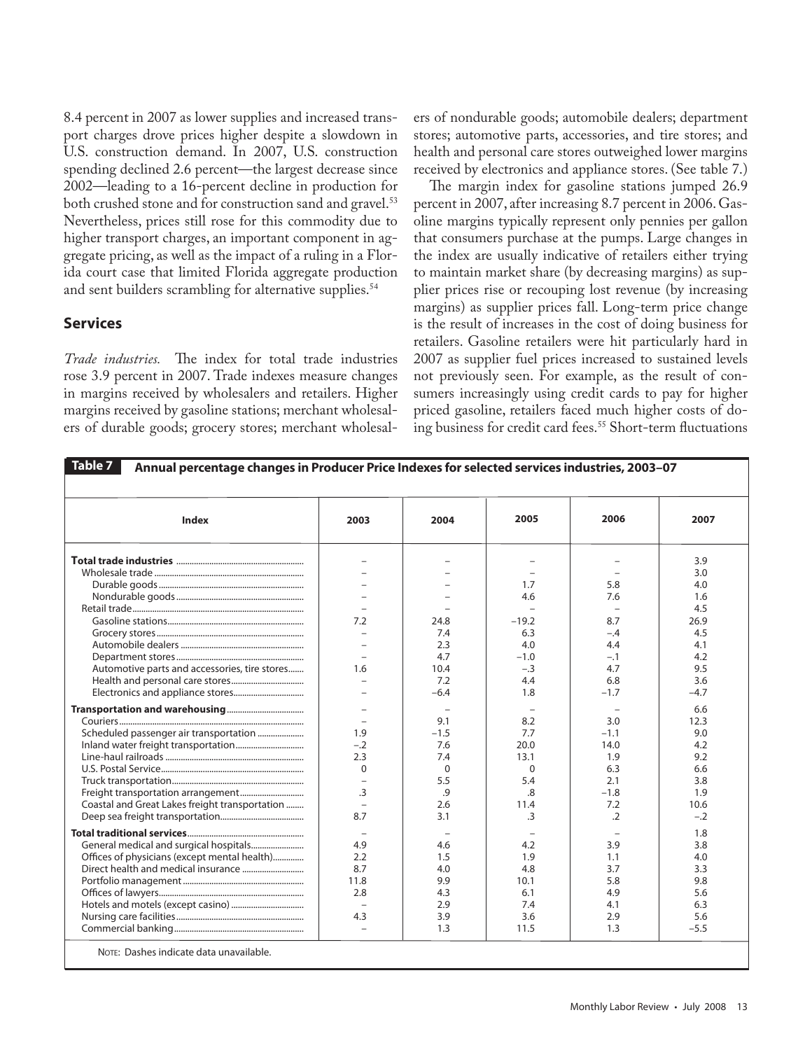8.4 percent in 2007 as lower supplies and increased transport charges drove prices higher despite a slowdown in U.S. construction demand. In 2007, U.S. construction spending declined 2.6 percent—the largest decrease since 2002—leading to a 16-percent decline in production for both crushed stone and for construction sand and gravel.[53] Nevertheless, prices still rose for this commodity due to higher transport charges, an important component in aggregate pricing, as well as the impact of a ruling in a Florida court case that limited Florida aggregate production and sent builders scrambling for alternative supplies.[54]

## Services

*Trade industries.* The index for total trade industries rose 3.9 percent in 2007. Trade indexes measure changes in margins received by wholesalers and retailers. Higher margins received by gasoline stations; merchant wholesalers of durable goods; grocery stores; merchant wholesalers of nondurable goods; automobile dealers; department stores; automotive parts, accessories, and tire stores; and health and personal care stores outweighed lower margins received by electronics and appliance stores. (See table 7.)

The margin index for gasoline stations jumped 26.9 percent in 2007, after increasing 8.7 percent in 2006. Gasoline margins typically represent only pennies per gallon that consumers purchase at the pumps. Large changes in the index are usually indicative of retailers either trying to maintain market share (by decreasing margins) as supplier prices rise or recouping lost revenue (by increasing margins) as supplier prices fall. Long-term price change is the result of increases in the cost of doing business for retailers. Gasoline retailers were hit particularly hard in 2007 as supplier fuel prices increased to sustained levels not previously seen. For example, as the result of consumers increasingly using credit cards to pay for higher priced gasoline, retailers faced much higher costs of doing business for credit card fees.[55] Short-term fluctuations

**Table 7. Annual percentage changes in Producer Price Indexes for selected services industries, 2003–07**

| Index | 2003 | 2004 | 2005 | 2006 | 2007 |
|---|---|---|---|---|---|
| **Total trade industries** | – | – | – | – | 3.9 |
| Wholesale trade | – | – | – | – | 3.0 |
| Durable goods | – | – | 1.7 | 5.8 | 4.0 |
| Nondurable goods | – | – | 4.6 | 7.6 | 1.6 |
| Retail trade | – | – | – | – | 4.5 |
| Gasoline stations | 7.2 | 24.8 | −19.2 | 8.7 | 26.9 |
| Grocery stores | – | 7.4 | 6.3 | −.4 | 4.5 |
| Automobile dealers | – | 2.3 | 4.0 | 4.4 | 4.1 |
| Department stores | – | 4.7 | −1.0 | −.1 | 4.2 |
| Automotive parts and accessories, tire stores | 1.6 | 10.4 | −.3 | 4.7 | 9.5 |
| Health and personal care stores | – | 7.2 | 4.4 | 6.8 | 3.6 |
| Electronics and appliance stores | – | −6.4 | 1.8 | −1.7 | −4.7 |
| **Transportation and warehousing** | – | – | – | – | 6.6 |
| Couriers | – | 9.1 | 8.2 | 3.0 | 12.3 |
| Scheduled passenger air transportation | 1.9 | −1.5 | 7.7 | −1.1 | 9.0 |
| Inland water freight transportation | −.2 | 7.6 | 20.0 | 14.0 | 4.2 |
| Line-haul railroads | 2.3 | 7.4 | 13.1 | 1.9 | 9.2 |
| U.S. Postal Service | 0 | 0 | 0 | 6.3 | 6.6 |
| Truck transportation | – | 5.5 | 5.4 | 2.1 | 3.8 |
| Freight transportation arrangement | .3 | .9 | .8 | −1.8 | 1.9 |
| Coastal and Great Lakes freight transportation | – | 2.6 | 11.4 | 7.2 | 10.6 |
| Deep sea freight transportation | 8.7 | 3.1 | .3 | .2 | −.2 |
| **Total traditional services** | – | – | – | – | 1.8 |
| General medical and surgical hospitals | 4.9 | 4.6 | 4.2 | 3.9 | 3.8 |
| Offices of physicians (except mental health) | 2.2 | 1.5 | 1.9 | 1.1 | 4.0 |
| Direct health and medical insurance | 8.7 | 4.0 | 4.8 | 3.7 | 3.3 |
| Portfolio management | 11.8 | 9.9 | 10.1 | 5.8 | 9.8 |
| Offices of lawyers | 2.8 | 4.3 | 6.1 | 4.9 | 5.6 |
| Hotels and motels (except casino) | – | 2.9 | 7.4 | 4.1 | 6.3 |
| Nursing care facilities | 4.3 | 3.9 | 3.6 | 2.9 | 5.6 |
| Commercial banking | – | 1.3 | 11.5 | 1.3 | −5.5 |

NOTE: Dashes indicate data unavailable.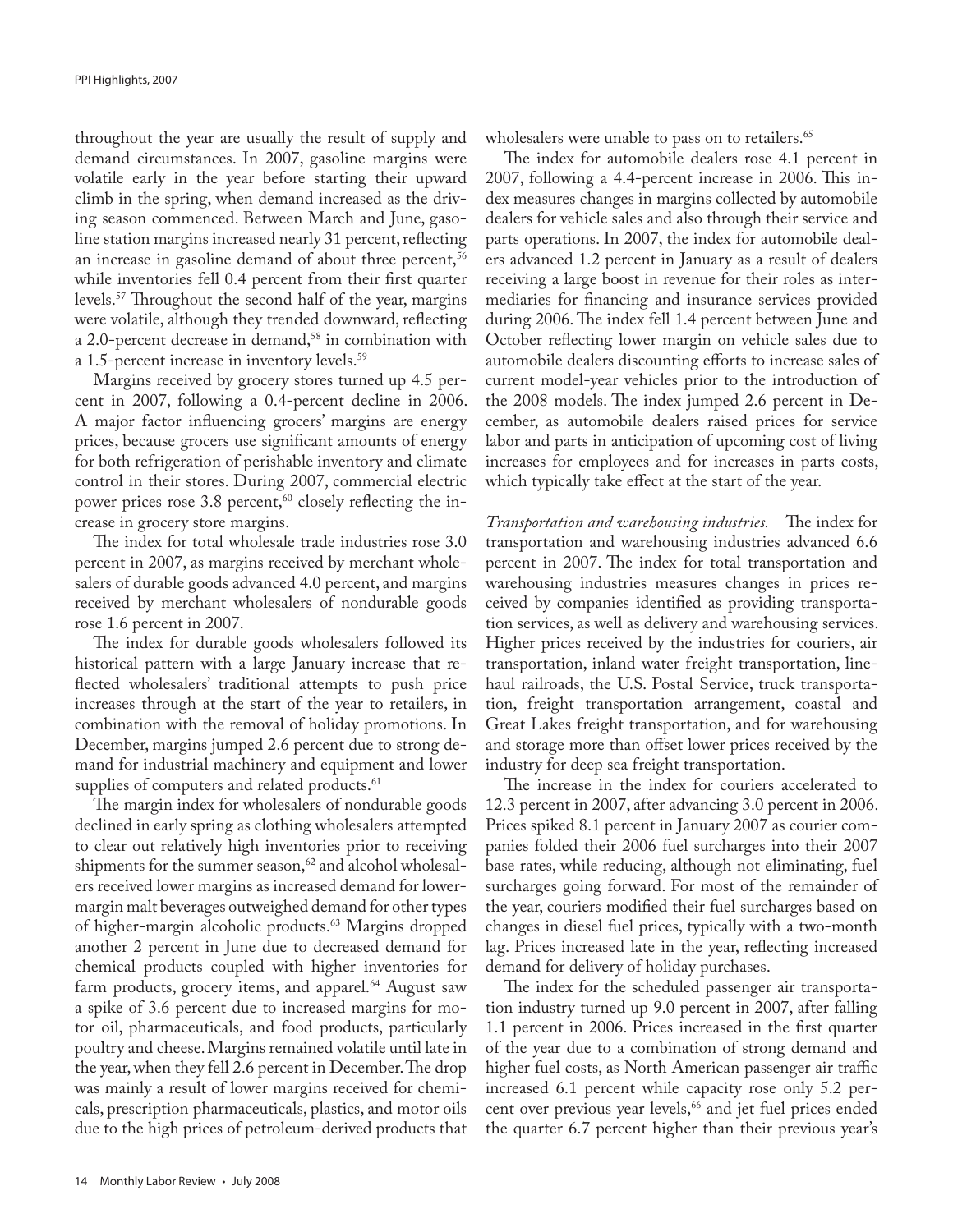throughout the year are usually the result of supply and demand circumstances. In 2007, gasoline margins were volatile early in the year before starting their upward climb in the spring, when demand increased as the driving season commenced. Between March and June, gasoline station margins increased nearly 31 percent, reflecting an increase in gasoline demand of about three percent,[56] while inventories fell 0.4 percent from their first quarter levels.[57] Throughout the second half of the year, margins were volatile, although they trended downward, reflecting a 2.0-percent decrease in demand,[58] in combination with a 1.5-percent increase in inventory levels.[59]

Margins received by grocery stores turned up 4.5 percent in 2007, following a 0.4-percent decline in 2006. A major factor influencing grocers' margins are energy prices, because grocers use significant amounts of energy for both refrigeration of perishable inventory and climate control in their stores. During 2007, commercial electric power prices rose 3.8 percent,[60] closely reflecting the increase in grocery store margins.

The index for total wholesale trade industries rose 3.0 percent in 2007, as margins received by merchant wholesalers of durable goods advanced 4.0 percent, and margins received by merchant wholesalers of nondurable goods rose 1.6 percent in 2007.

The index for durable goods wholesalers followed its historical pattern with a large January increase that reflected wholesalers' traditional attempts to push price increases through at the start of the year to retailers, in combination with the removal of holiday promotions. In December, margins jumped 2.6 percent due to strong demand for industrial machinery and equipment and lower supplies of computers and related products.[61]

The margin index for wholesalers of nondurable goods declined in early spring as clothing wholesalers attempted to clear out relatively high inventories prior to receiving shipments for the summer season,[62] and alcohol wholesalers received lower margins as increased demand for lower-margin malt beverages outweighed demand for other types of higher-margin alcoholic products.[63] Margins dropped another 2 percent in June due to decreased demand for chemical products coupled with higher inventories for farm products, grocery items, and apparel.[64] August saw a spike of 3.6 percent due to increased margins for motor oil, pharmaceuticals, and food products, particularly poultry and cheese. Margins remained volatile until late in the year, when they fell 2.6 percent in December. The drop was mainly a result of lower margins received for chemicals, prescription pharmaceuticals, plastics, and motor oils due to the high prices of petroleum-derived products that wholesalers were unable to pass on to retailers.[65]

The index for automobile dealers rose 4.1 percent in 2007, following a 4.4-percent increase in 2006. This index measures changes in margins collected by automobile dealers for vehicle sales and also through their service and parts operations. In 2007, the index for automobile dealers advanced 1.2 percent in January as a result of dealers receiving a large boost in revenue for their roles as intermediaries for financing and insurance services provided during 2006. The index fell 1.4 percent between June and October reflecting lower margin on vehicle sales due to automobile dealers discounting efforts to increase sales of current model-year vehicles prior to the introduction of the 2008 models. The index jumped 2.6 percent in December, as automobile dealers raised prices for service labor and parts in anticipation of upcoming cost of living increases for employees and for increases in parts costs, which typically take effect at the start of the year.

*Transportation and warehousing industries.* The index for transportation and warehousing industries advanced 6.6 percent in 2007. The index for total transportation and warehousing industries measures changes in prices received by companies identified as providing transportation services, as well as delivery and warehousing services. Higher prices received by the industries for couriers, air transportation, inland water freight transportation, line-haul railroads, the U.S. Postal Service, truck transportation, freight transportation arrangement, coastal and Great Lakes freight transportation, and for warehousing and storage more than offset lower prices received by the industry for deep sea freight transportation.

The increase in the index for couriers accelerated to 12.3 percent in 2007, after advancing 3.0 percent in 2006. Prices spiked 8.1 percent in January 2007 as courier companies folded their 2006 fuel surcharges into their 2007 base rates, while reducing, although not eliminating, fuel surcharges going forward. For most of the remainder of the year, couriers modified their fuel surcharges based on changes in diesel fuel prices, typically with a two-month lag. Prices increased late in the year, reflecting increased demand for delivery of holiday purchases.

The index for the scheduled passenger air transportation industry turned up 9.0 percent in 2007, after falling 1.1 percent in 2006. Prices increased in the first quarter of the year due to a combination of strong demand and higher fuel costs, as North American passenger air traffic increased 6.1 percent while capacity rose only 5.2 percent over previous year levels,[66] and jet fuel prices ended the quarter 6.7 percent higher than their previous year's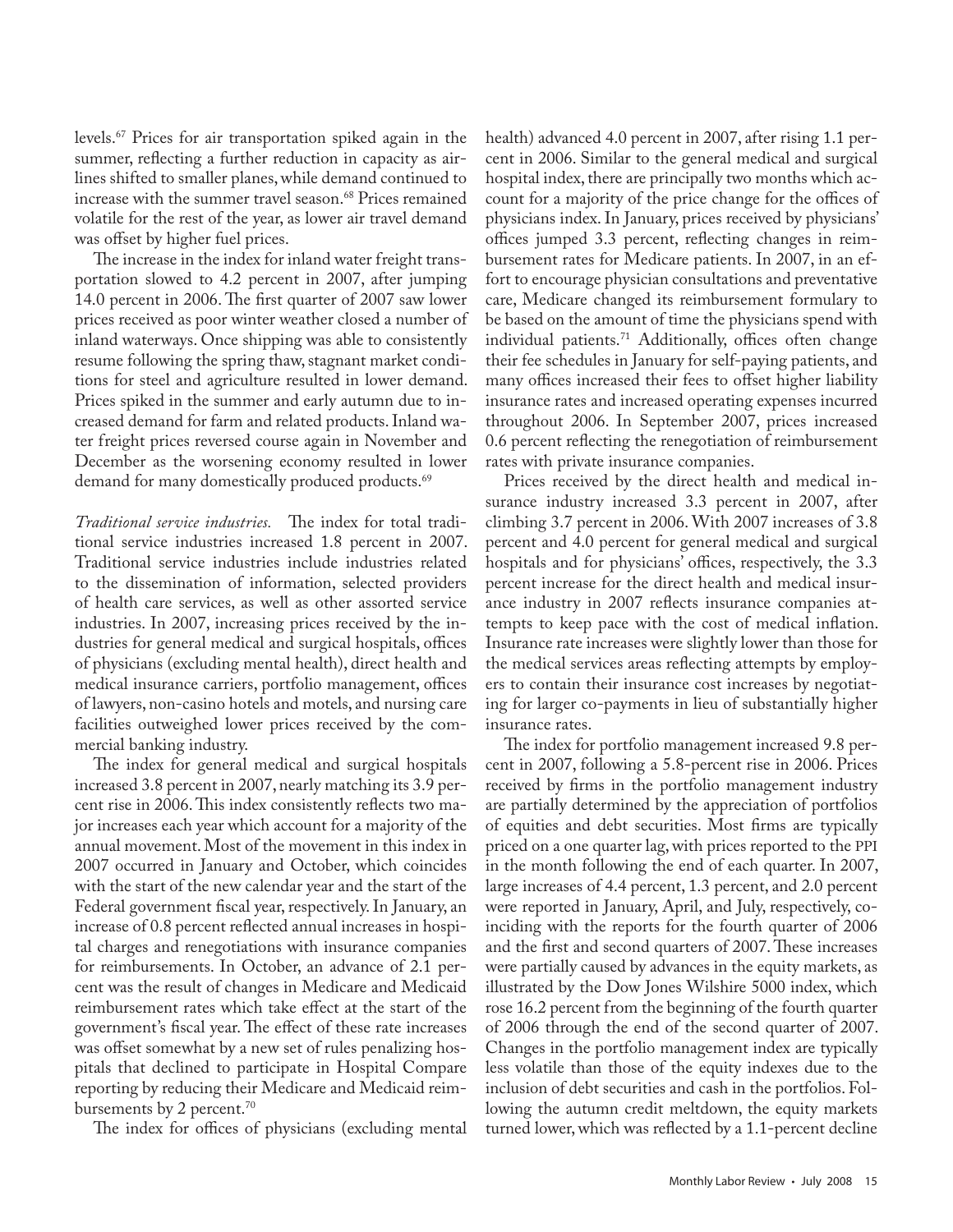levels.[67] Prices for air transportation spiked again in the summer, reflecting a further reduction in capacity as airlines shifted to smaller planes, while demand continued to increase with the summer travel season.[68] Prices remained volatile for the rest of the year, as lower air travel demand was offset by higher fuel prices.

The increase in the index for inland water freight transportation slowed to 4.2 percent in 2007, after jumping 14.0 percent in 2006. The first quarter of 2007 saw lower prices received as poor winter weather closed a number of inland waterways. Once shipping was able to consistently resume following the spring thaw, stagnant market conditions for steel and agriculture resulted in lower demand. Prices spiked in the summer and early autumn due to increased demand for farm and related products. Inland water freight prices reversed course again in November and December as the worsening economy resulted in lower demand for many domestically produced products.[69]

*Traditional service industries.* The index for total traditional service industries increased 1.8 percent in 2007. Traditional service industries include industries related to the dissemination of information, selected providers of health care services, as well as other assorted service industries. In 2007, increasing prices received by the industries for general medical and surgical hospitals, offices of physicians (excluding mental health), direct health and medical insurance carriers, portfolio management, offices of lawyers, non-casino hotels and motels, and nursing care facilities outweighed lower prices received by the commercial banking industry.

The index for general medical and surgical hospitals increased 3.8 percent in 2007, nearly matching its 3.9 percent rise in 2006. This index consistently reflects two major increases each year which account for a majority of the annual movement. Most of the movement in this index in 2007 occurred in January and October, which coincides with the start of the new calendar year and the start of the Federal government fiscal year, respectively. In January, an increase of 0.8 percent reflected annual increases in hospital charges and renegotiations with insurance companies for reimbursements. In October, an advance of 2.1 percent was the result of changes in Medicare and Medicaid reimbursement rates which take effect at the start of the government's fiscal year. The effect of these rate increases was offset somewhat by a new set of rules penalizing hospitals that declined to participate in Hospital Compare reporting by reducing their Medicare and Medicaid reimbursements by 2 percent.[70]

The index for offices of physicians (excluding mental health) advanced 4.0 percent in 2007, after rising 1.1 percent in 2006. Similar to the general medical and surgical hospital index, there are principally two months which account for a majority of the price change for the offices of physicians index. In January, prices received by physicians' offices jumped 3.3 percent, reflecting changes in reimbursement rates for Medicare patients. In 2007, in an effort to encourage physician consultations and preventative care, Medicare changed its reimbursement formulary to be based on the amount of time the physicians spend with individual patients.[71] Additionally, offices often change their fee schedules in January for self-paying patients, and many offices increased their fees to offset higher liability insurance rates and increased operating expenses incurred throughout 2006. In September 2007, prices increased 0.6 percent reflecting the renegotiation of reimbursement rates with private insurance companies.

Prices received by the direct health and medical insurance industry increased 3.3 percent in 2007, after climbing 3.7 percent in 2006. With 2007 increases of 3.8 percent and 4.0 percent for general medical and surgical hospitals and for physicians' offices, respectively, the 3.3 percent increase for the direct health and medical insurance industry in 2007 reflects insurance companies attempts to keep pace with the cost of medical inflation. Insurance rate increases were slightly lower than those for the medical services areas reflecting attempts by employers to contain their insurance cost increases by negotiating for larger co-payments in lieu of substantially higher insurance rates.

The index for portfolio management increased 9.8 percent in 2007, following a 5.8-percent rise in 2006. Prices received by firms in the portfolio management industry are partially determined by the appreciation of portfolios of equities and debt securities. Most firms are typically priced on a one quarter lag, with prices reported to the PPI in the month following the end of each quarter. In 2007, large increases of 4.4 percent, 1.3 percent, and 2.0 percent were reported in January, April, and July, respectively, coinciding with the reports for the fourth quarter of 2006 and the first and second quarters of 2007. These increases were partially caused by advances in the equity markets, as illustrated by the Dow Jones Wilshire 5000 index, which rose 16.2 percent from the beginning of the fourth quarter of 2006 through the end of the second quarter of 2007. Changes in the portfolio management index are typically less volatile than those of the equity indexes due to the inclusion of debt securities and cash in the portfolios. Following the autumn credit meltdown, the equity markets turned lower, which was reflected by a 1.1-percent decline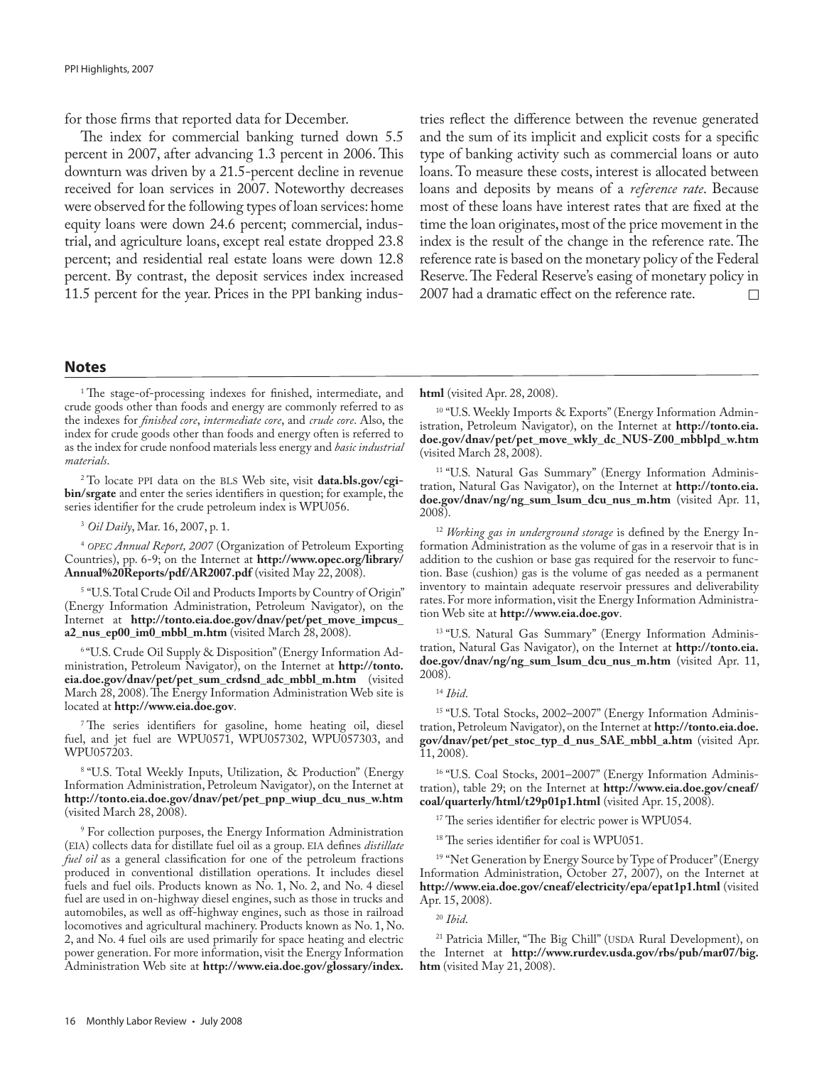for those firms that reported data for December.

The index for commercial banking turned down 5.5 percent in 2007, after advancing 1.3 percent in 2006. This downturn was driven by a 21.5-percent decline in revenue received for loan services in 2007. Noteworthy decreases were observed for the following types of loan services: home equity loans were down 24.6 percent; commercial, industrial, and agriculture loans, except real estate dropped 23.8 percent; and residential real estate loans were down 12.8 percent. By contrast, the deposit services index increased 11.5 percent for the year. Prices in the PPI banking industries reflect the difference between the revenue generated and the sum of its implicit and explicit costs for a specific type of banking activity such as commercial loans or auto loans. To measure these costs, interest is allocated between loans and deposits by means of a *reference rate*. Because most of these loans have interest rates that are fixed at the time the loan originates, most of the price movement in the index is the result of the change in the reference rate. The reference rate is based on the monetary policy of the Federal Reserve. The Federal Reserve's easing of monetary policy in 2007 had a dramatic effect on the reference rate. □

## Notes

[1] The stage-of-processing indexes for finished, intermediate, and crude goods other than foods and energy are commonly referred to as the indexes for *finished core*, *intermediate core*, and *crude core*. Also, the index for crude goods other than foods and energy often is referred to as the index for crude nonfood materials less energy and *basic industrial materials*.

[2] To locate PPI data on the BLS Web site, visit **data.bls.gov/cgi-bin/srgate** and enter the series identifiers in question; for example, the series identifier for the crude petroleum index is WPU056.

[3] *Oil Daily*, Mar. 16, 2007, p. 1.

[4] *OPEC Annual Report, 2007* (Organization of Petroleum Exporting Countries), pp. 6-9; on the Internet at **http://www.opec.org/library/Annual%20Reports/pdf/AR2007.pdf** (visited May 22, 2008).

[5] "U.S. Total Crude Oil and Products Imports by Country of Origin" (Energy Information Administration, Petroleum Navigator), on the Internet at **http://tonto.eia.doe.gov/dnav/pet/pet_move_impcus_a2_nus_ep00_im0_mbbl_m.htm** (visited March 28, 2008).

[6] "U.S. Crude Oil Supply & Disposition" (Energy Information Administration, Petroleum Navigator), on the Internet at **http://tonto.eia.doe.gov/dnav/pet/pet_sum_crdsnd_adc_mbbl_m.htm** (visited March 28, 2008). The Energy Information Administration Web site is located at **http://www.eia.doe.gov**.

[7] The series identifiers for gasoline, home heating oil, diesel fuel, and jet fuel are WPU0571, WPU057302, WPU057303, and WPU057203.

[8] "U.S. Total Weekly Inputs, Utilization, & Production" (Energy Information Administration, Petroleum Navigator), on the Internet at **http://tonto.eia.doe.gov/dnav/pet/pet_pnp_wiup_dcu_nus_w.htm** (visited March 28, 2008).

[9] For collection purposes, the Energy Information Administration (EIA) collects data for distillate fuel oil as a group. EIA defines *distillate fuel oil* as a general classification for one of the petroleum fractions produced in conventional distillation operations. It includes diesel fuels and fuel oils. Products known as No. 1, No. 2, and No. 4 diesel fuel are used in on-highway diesel engines, such as those in trucks and automobiles, as well as off-highway engines, such as those in railroad locomotives and agricultural machinery. Products known as No. 1, No. 2, and No. 4 fuel oils are used primarily for space heating and electric power generation. For more information, visit the Energy Information Administration Web site at **http://www.eia.doe.gov/glossary/index.html** (visited Apr. 28, 2008).

[10] "U.S. Weekly Imports & Exports" (Energy Information Administration, Petroleum Navigator), on the Internet at **http://tonto.eia.doe.gov/dnav/pet/pet_move_wkly_dc_NUS-Z00_mbblpd_w.htm** (visited March 28, 2008).

[11] "U.S. Natural Gas Summary" (Energy Information Administration, Natural Gas Navigator), on the Internet at **http://tonto.eia.doe.gov/dnav/ng/ng_sum_lsum_dcu_nus_m.htm** (visited Apr. 11, 2008).

[12] *Working gas in underground storage* is defined by the Energy Information Administration as the volume of gas in a reservoir that is in addition to the cushion or base gas required for the reservoir to function. Base (cushion) gas is the volume of gas needed as a permanent inventory to maintain adequate reservoir pressures and deliverability rates. For more information, visit the Energy Information Administration Web site at **http://www.eia.doe.gov**.

[13] "U.S. Natural Gas Summary" (Energy Information Administration, Natural Gas Navigator), on the Internet at **http://tonto.eia.doe.gov/dnav/ng/ng_sum_lsum_dcu_nus_m.htm** (visited Apr. 11, 2008).

[14] *Ibid*.

[15] "U.S. Total Stocks, 2002–2007" (Energy Information Administration, Petroleum Navigator), on the Internet at **http://tonto.eia.doe.gov/dnav/pet/pet_stoc_typ_d_nus_SAE_mbbl_a.htm** (visited Apr. 11, 2008).

[16] "U.S. Coal Stocks, 2001–2007" (Energy Information Administration), table 29; on the Internet at **http://www.eia.doe.gov/cneaf/coal/quarterly/html/t29p01p1.html** (visited Apr. 15, 2008).

[17] The series identifier for electric power is WPU054.

[18] The series identifier for coal is WPU051.

[19] "Net Generation by Energy Source by Type of Producer" (Energy Information Administration, October 27, 2007), on the Internet at **http://www.eia.doe.gov/cneaf/electricity/epa/epat1p1.html** (visited Apr. 15, 2008).

[20] *Ibid*.

[21] Patricia Miller, "The Big Chill" (USDA Rural Development), on the Internet at **http://www.rurdev.usda.gov/rbs/pub/mar07/big.htm** (visited May 21, 2008).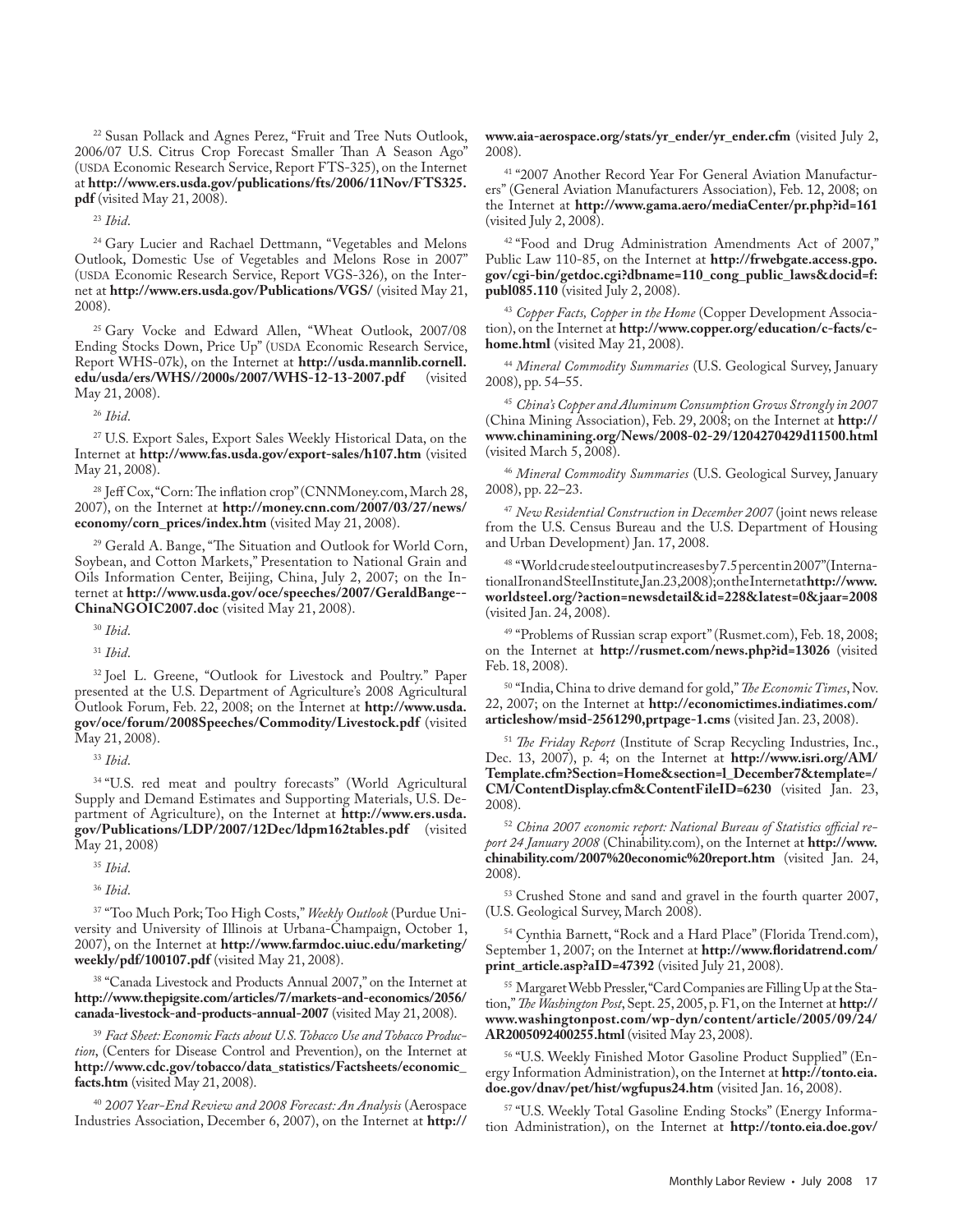[22] Susan Pollack and Agnes Perez, "Fruit and Tree Nuts Outlook, 2006/07 U.S. Citrus Crop Forecast Smaller Than A Season Ago" (USDA Economic Research Service, Report FTS-325), on the Internet at **http://www.ers.usda.gov/publications/fts/2006/11Nov/FTS325.pdf** (visited May 21, 2008).

[23] *Ibid*.

[24] Gary Lucier and Rachael Dettmann, "Vegetables and Melons Outlook, Domestic Use of Vegetables and Melons Rose in 2007" (USDA Economic Research Service, Report VGS-326), on the Internet at **http://www.ers.usda.gov/Publications/VGS/** (visited May 21, 2008).

[25] Gary Vocke and Edward Allen, "Wheat Outlook, 2007/08 Ending Stocks Down, Price Up" (USDA Economic Research Service, Report WHS-07k), on the Internet at **http://usda.mannlib.cornell.edu/usda/ers/WHS//2000s/2007/WHS-12-13-2007.pdf** (visited May 21, 2008).

[26] *Ibid*.

[27] U.S. Export Sales, Export Sales Weekly Historical Data, on the Internet at **http://www.fas.usda.gov/export-sales/h107.htm** (visited May 21, 2008).

[28] Jeff Cox, "Corn: The inflation crop" (CNNMoney.com, March 28, 2007), on the Internet at **http://money.cnn.com/2007/03/27/news/economy/corn_prices/index.htm** (visited May 21, 2008).

[29] Gerald A. Bange, "The Situation and Outlook for World Corn, Soybean, and Cotton Markets," Presentation to National Grain and Oils Information Center, Beijing, China, July 2, 2007; on the Internet at **http://www.usda.gov/oce/speeches/2007/GeraldBange--ChinaNGOIC2007.doc** (visited May 21, 2008).

[30] *Ibid*.

[31] *Ibid*.

[32] Joel L. Greene, "Outlook for Livestock and Poultry." Paper presented at the U.S. Department of Agriculture's 2008 Agricultural Outlook Forum, Feb. 22, 2008; on the Internet at **http://www.usda.gov/oce/forum/2008Speeches/Commodity/Livestock.pdf** (visited May 21, 2008).

[33] *Ibid*.

[34] "U.S. red meat and poultry forecasts" (World Agricultural Supply and Demand Estimates and Supporting Materials, U.S. Department of Agriculture), on the Internet at **http://www.ers.usda.gov/Publications/LDP/2007/12Dec/ldpm162tables.pdf** (visited May 21, 2008)

[35] *Ibid*.

[36] *Ibid*.

[37] "Too Much Pork; Too High Costs," *Weekly Outlook* (Purdue University and University of Illinois at Urbana-Champaign, October 1, 2007), on the Internet at **http://www.farmdoc.uiuc.edu/marketing/weekly/pdf/100107.pdf** (visited May 21, 2008).

[38] "Canada Livestock and Products Annual 2007," on the Internet at **http://www.thepigsite.com/articles/7/markets-and-economics/2056/canada-livestock-and-products-annual-2007** (visited May 21, 2008).

[39] *Fact Sheet: Economic Facts about U.S. Tobacco Use and Tobacco Production*, (Centers for Disease Control and Prevention), on the Internet at **http://www.cdc.gov/tobacco/data_statistics/Factsheets/economic_facts.htm** (visited May 21, 2008).

[40] *2007 Year-End Review and 2008 Forecast: An Analysis* (Aerospace Industries Association, December 6, 2007), on the Internet at **http://www.aia-aerospace.org/stats/yr_ender/yr_ender.cfm** (visited July 2, 2008).

[41] "2007 Another Record Year For General Aviation Manufacturers" (General Aviation Manufacturers Association), Feb. 12, 2008; on the Internet at **http://www.gama.aero/mediaCenter/pr.php?id=161** (visited July 2, 2008).

[42] "Food and Drug Administration Amendments Act of 2007," Public Law 110-85, on the Internet at **http://frwebgate.access.gpo.gov/cgi-bin/getdoc.cgi?dbname=110_cong_public_laws&docid=f:publ085.110** (visited July 2, 2008).

[43] *Copper Facts, Copper in the Home* (Copper Development Association), on the Internet at **http://www.copper.org/education/c-facts/c-home.html** (visited May 21, 2008).

[44] *Mineral Commodity Summaries* (U.S. Geological Survey, January 2008), pp. 54–55.

[45] *China's Copper and Aluminum Consumption Grows Strongly in 2007* (China Mining Association), Feb. 29, 2008; on the Internet at **http://www.chinamining.org/News/2008-02-29/1204270429d11500.html** (visited March 5, 2008).

[46] *Mineral Commodity Summaries* (U.S. Geological Survey, January 2008), pp. 22–23.

[47] *New Residential Construction in December 2007* (joint news release from the U.S. Census Bureau and the U.S. Department of Housing and Urban Development) Jan. 17, 2008.

[48] "World crude steel output increases by 7.5 percent in 2007" (International Iron and Steel Institute, Jan. 23, 2008); on the Internet at **http://www.worldsteel.org/?action=newsdetail&id=228&latest=0&jaar=2008** (visited Jan. 24, 2008).

[49] "Problems of Russian scrap export" (Rusmet.com), Feb. 18, 2008; on the Internet at **http://rusmet.com/news.php?id=13026** (visited Feb. 18, 2008).

[50] "India, China to drive demand for gold," *The Economic Times*, Nov. 22, 2007; on the Internet at **http://economictimes.indiatimes.com/articleshow/msid-2561290,prtpage-1.cms** (visited Jan. 23, 2008).

[51] *The Friday Report* (Institute of Scrap Recycling Industries, Inc., Dec. 13, 2007), p. 4; on the Internet at **http://www.isri.org/AM/Template.cfm?Section=Home&section=l_December7&template=/CM/ContentDisplay.cfm&ContentFileID=6230** (visited Jan. 23, 2008).

[52] *China 2007 economic report: National Bureau of Statistics official report 24 January 2008* (Chinability.com), on the Internet at **http://www.chinability.com/2007%20economic%20report.htm** (visited Jan. 24, 2008).

[53] Crushed Stone and sand and gravel in the fourth quarter 2007, (U.S. Geological Survey, March 2008).

[54] Cynthia Barnett, "Rock and a Hard Place" (Florida Trend.com), September 1, 2007; on the Internet at **http://www.floridatrend.com/print_article.asp?aID=47392** (visited July 21, 2008).

[55] Margaret Webb Pressler, "Card Companies are Filling Up at the Station," *The Washington Post*, Sept. 25, 2005, p. F1, on the Internet at **http://www.washingtonpost.com/wp-dyn/content/article/2005/09/24/AR2005092400255.html** (visited May 23, 2008).

[56] "U.S. Weekly Finished Motor Gasoline Product Supplied" (Energy Information Administration), on the Internet at **http://tonto.eia.doe.gov/dnav/pet/hist/wgfupus24.htm** (visited Jan. 16, 2008).

[57] "U.S. Weekly Total Gasoline Ending Stocks" (Energy Information Administration), on the Internet at **http://tonto.eia.doe.gov/**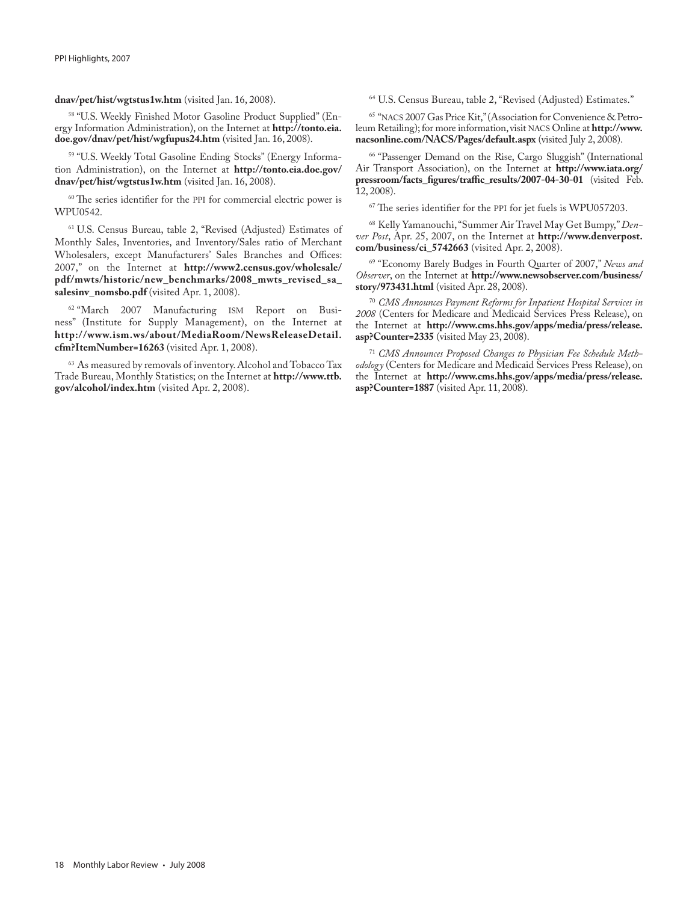**dnav/pet/hist/wgtstus1w.htm** (visited Jan. 16, 2008).

[58] "U.S. Weekly Finished Motor Gasoline Product Supplied" (Energy Information Administration), on the Internet at **http://tonto.eia.doe.gov/dnav/pet/hist/wgfupus24.htm** (visited Jan. 16, 2008).

[59] "U.S. Weekly Total Gasoline Ending Stocks" (Energy Information Administration), on the Internet at **http://tonto.eia.doe.gov/dnav/pet/hist/wgtstus1w.htm** (visited Jan. 16, 2008).

[60] The series identifier for the PPI for commercial electric power is WPU0542.

[61] U.S. Census Bureau, table 2, "Revised (Adjusted) Estimates of Monthly Sales, Inventories, and Inventory/Sales ratio of Merchant Wholesalers, except Manufacturers' Sales Branches and Offices: 2007," on the Internet at **http://www2.census.gov/wholesale/pdf/mwts/historic/new_benchmarks/2008_mwts_revised_sa_salesinv_nomsbo.pdf** (visited Apr. 1, 2008).

[62] "March 2007 Manufacturing ISM Report on Business" (Institute for Supply Management), on the Internet at **http://www.ism.ws/about/MediaRoom/NewsReleaseDetail.cfm?ItemNumber=16263** (visited Apr. 1, 2008).

[63] As measured by removals of inventory. Alcohol and Tobacco Tax Trade Bureau, Monthly Statistics; on the Internet at **http://www.ttb.gov/alcohol/index.htm** (visited Apr. 2, 2008).

[64] U.S. Census Bureau, table 2, "Revised (Adjusted) Estimates."

[65] "NACS 2007 Gas Price Kit," (Association for Convenience & Petroleum Retailing); for more information, visit NACS Online at **http://www.nacsonline.com/NACS/Pages/default.aspx** (visited July 2, 2008).

[66] "Passenger Demand on the Rise, Cargo Sluggish" (International Air Transport Association), on the Internet at **http://www.iata.org/pressroom/facts_figures/traffic_results/2007-04-30-01** (visited Feb. 12, 2008).

[67] The series identifier for the PPI for jet fuels is WPU057203.

[68] Kelly Yamanouchi, "Summer Air Travel May Get Bumpy," *Denver Post*, Apr. 25, 2007, on the Internet at **http://www.denverpost.com/business/ci_5742663** (visited Apr. 2, 2008).

[69] "Economy Barely Budges in Fourth Quarter of 2007," *News and Observer*, on the Internet at **http://www.newsobserver.com/business/story/973431.html** (visited Apr. 28, 2008).

[70] *CMS Announces Payment Reforms for Inpatient Hospital Services in 2008* (Centers for Medicare and Medicaid Services Press Release), on the Internet at **http://www.cms.hhs.gov/apps/media/press/release.asp?Counter=2335** (visited May 23, 2008).

[71] *CMS Announces Proposed Changes to Physician Fee Schedule Methodology* (Centers for Medicare and Medicaid Services Press Release), on the Internet at **http://www.cms.hhs.gov/apps/media/press/release.asp?Counter=1887** (visited Apr. 11, 2008).